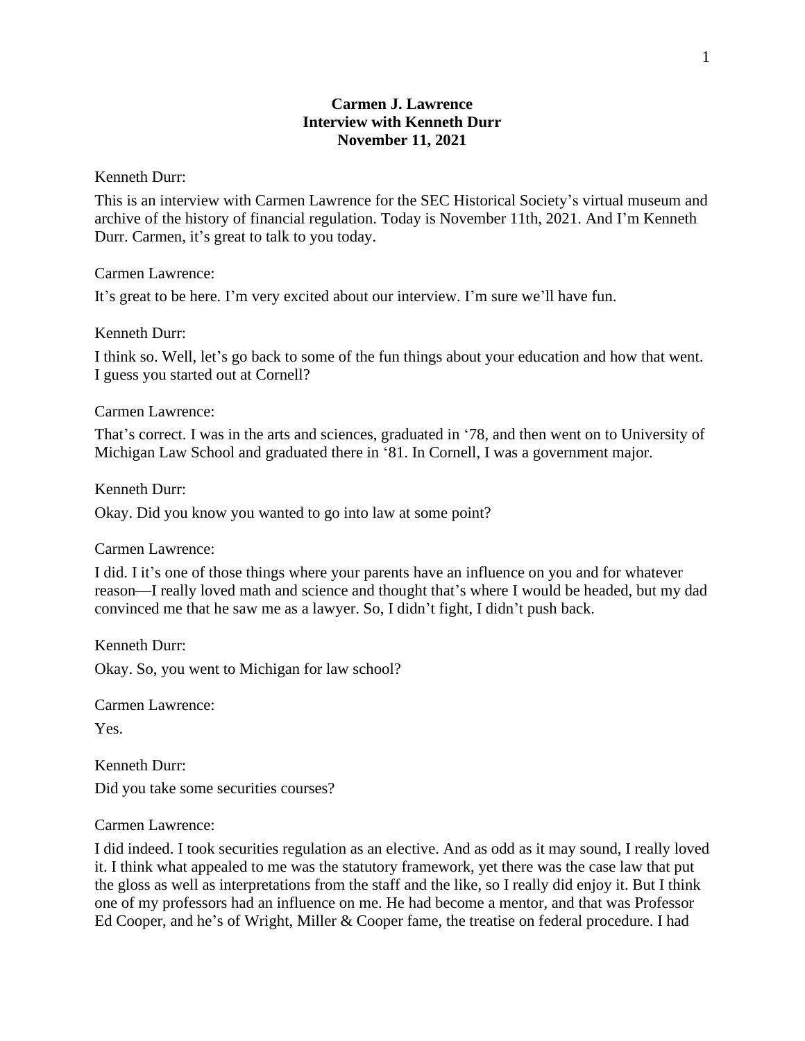**Carmen J. Lawrence**
**Interview with Kenneth Durr**
**November 11, 2021**

Kenneth Durr:

This is an interview with Carmen Lawrence for the SEC Historical Society's virtual museum and archive of the history of financial regulation. Today is November 11th, 2021. And I'm Kenneth Durr. Carmen, it's great to talk to you today.

Carmen Lawrence:

It's great to be here. I'm very excited about our interview. I'm sure we'll have fun.

Kenneth Durr:

I think so. Well, let's go back to some of the fun things about your education and how that went. I guess you started out at Cornell?

Carmen Lawrence:

That's correct. I was in the arts and sciences, graduated in '78, and then went on to University of Michigan Law School and graduated there in '81. In Cornell, I was a government major.

Kenneth Durr:

Okay. Did you know you wanted to go into law at some point?

Carmen Lawrence:

I did. It's one of those things where your parents have an influence on you and for whatever reason—I really loved math and science and thought that's where I would be headed, but my dad convinced me that he saw me as a lawyer. So, I didn't fight, I didn't push back.

Kenneth Durr:

Okay. So, you went to Michigan for law school?

Carmen Lawrence:

Yes.

Kenneth Durr:

Did you take some securities courses?

Carmen Lawrence:

I did indeed. I took securities regulation as an elective. And as odd as it may sound, I really loved it. I think what appealed to me was the statutory framework, yet there was the case law that put the gloss as well as interpretations from the staff and the like, so I really did enjoy it. But I think one of my professors had an influence on me. He had become a mentor, and that was Professor Ed Cooper, and he's of Wright, Miller & Cooper fame, the treatise on federal procedure. I had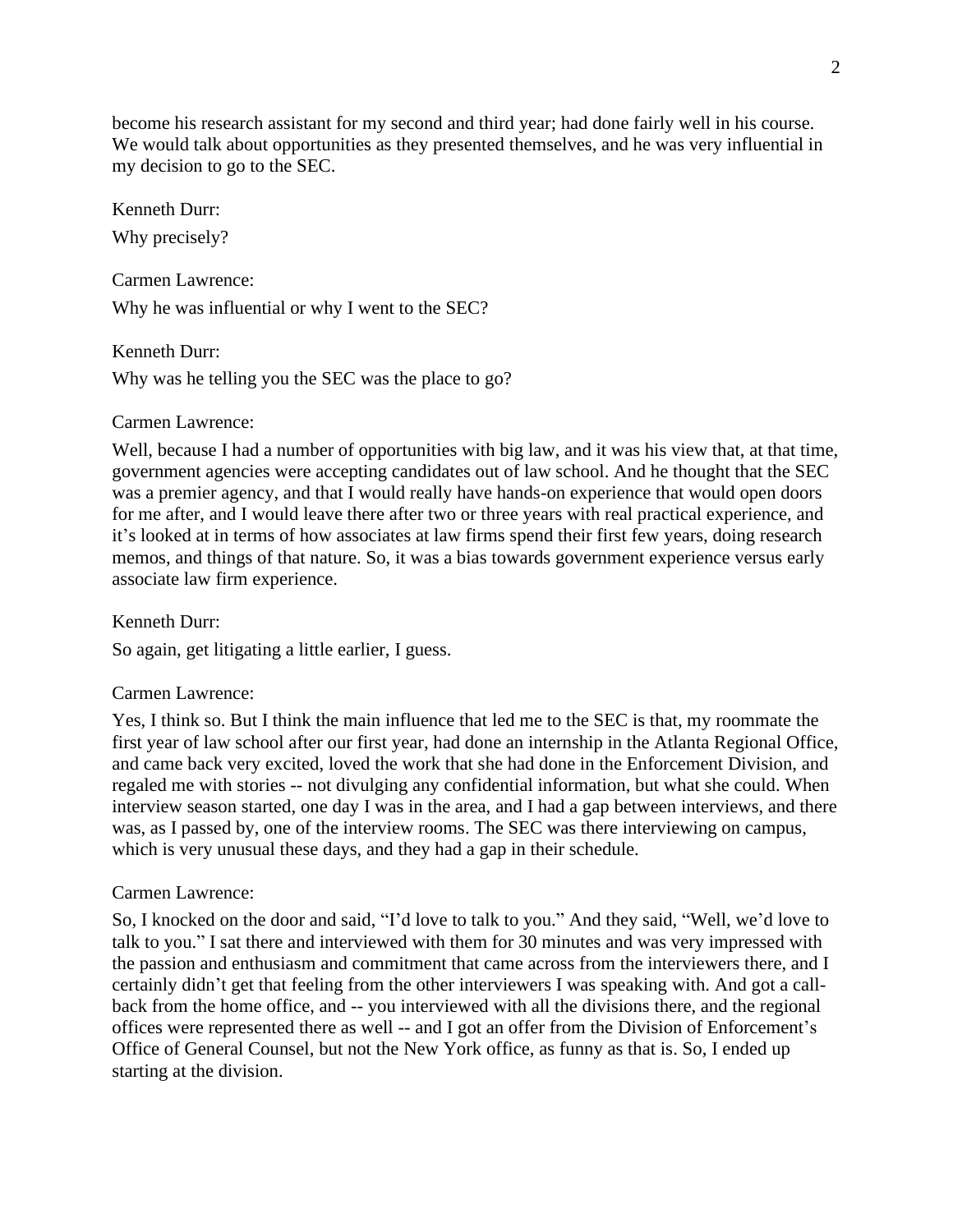become his research assistant for my second and third year; had done fairly well in his course. We would talk about opportunities as they presented themselves, and he was very influential in my decision to go to the SEC.

Kenneth Durr:

Why precisely?

Carmen Lawrence:

Why he was influential or why I went to the SEC?

Kenneth Durr:

Why was he telling you the SEC was the place to go?

Carmen Lawrence:

Well, because I had a number of opportunities with big law, and it was his view that, at that time, government agencies were accepting candidates out of law school. And he thought that the SEC was a premier agency, and that I would really have hands-on experience that would open doors for me after, and I would leave there after two or three years with real practical experience, and it's looked at in terms of how associates at law firms spend their first few years, doing research memos, and things of that nature. So, it was a bias towards government experience versus early associate law firm experience.

Kenneth Durr:

So again, get litigating a little earlier, I guess.

Carmen Lawrence:

Yes, I think so. But I think the main influence that led me to the SEC is that, my roommate the first year of law school after our first year, had done an internship in the Atlanta Regional Office, and came back very excited, loved the work that she had done in the Enforcement Division, and regaled me with stories -- not divulging any confidential information, but what she could. When interview season started, one day I was in the area, and I had a gap between interviews, and there was, as I passed by, one of the interview rooms. The SEC was there interviewing on campus, which is very unusual these days, and they had a gap in their schedule.

Carmen Lawrence:

So, I knocked on the door and said, "I'd love to talk to you." And they said, "Well, we'd love to talk to you." I sat there and interviewed with them for 30 minutes and was very impressed with the passion and enthusiasm and commitment that came across from the interviewers there, and I certainly didn't get that feeling from the other interviewers I was speaking with. And got a call-back from the home office, and -- you interviewed with all the divisions there, and the regional offices were represented there as well -- and I got an offer from the Division of Enforcement's Office of General Counsel, but not the New York office, as funny as that is. So, I ended up starting at the division.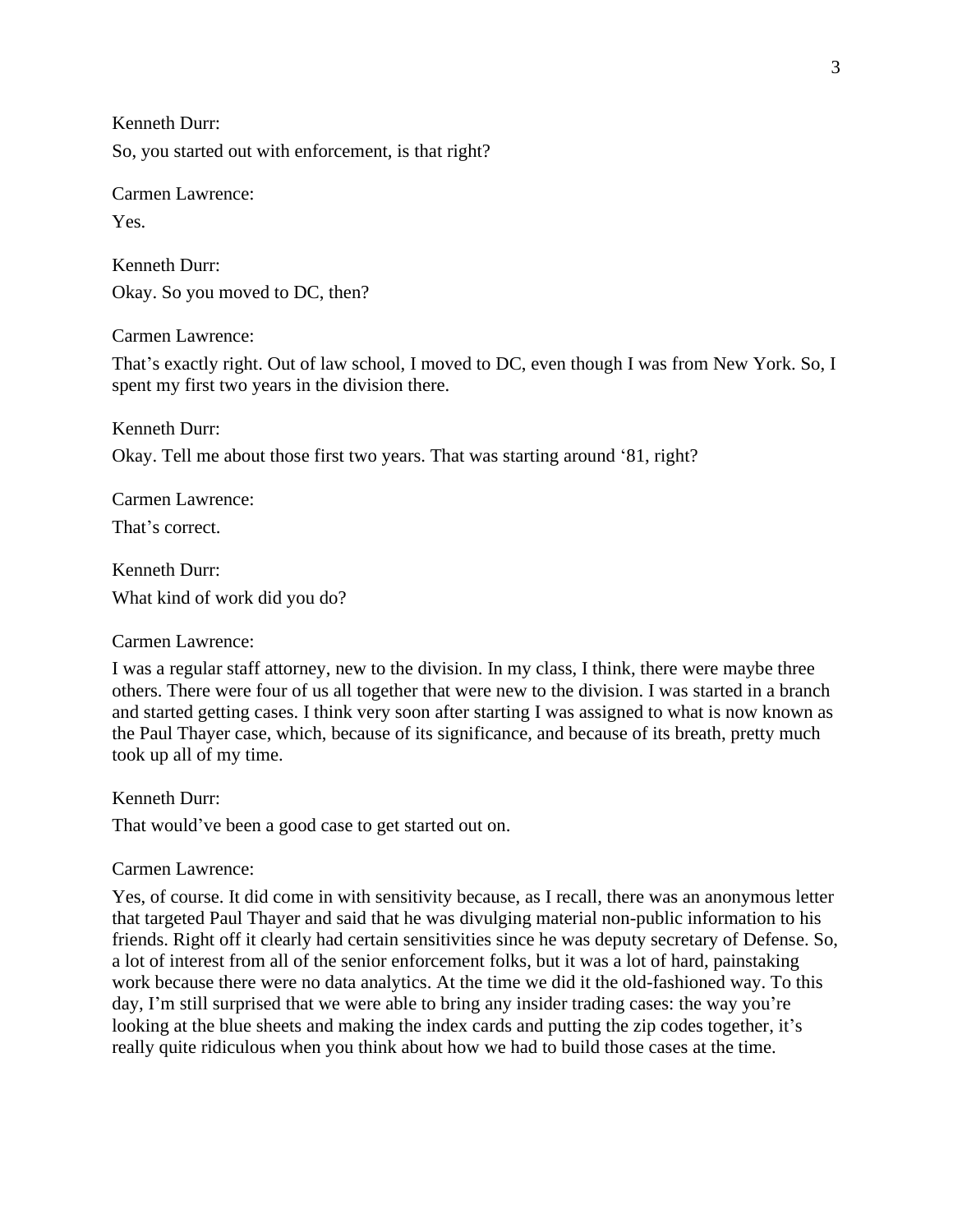Kenneth Durr:

So, you started out with enforcement, is that right?

Carmen Lawrence:

Yes.

Kenneth Durr:

Okay. So you moved to DC, then?

Carmen Lawrence:

That's exactly right. Out of law school, I moved to DC, even though I was from New York. So, I spent my first two years in the division there.

Kenneth Durr:

Okay. Tell me about those first two years. That was starting around '81, right?

Carmen Lawrence:

That's correct.

Kenneth Durr:

What kind of work did you do?

Carmen Lawrence:

I was a regular staff attorney, new to the division. In my class, I think, there were maybe three others. There were four of us all together that were new to the division. I was started in a branch and started getting cases. I think very soon after starting I was assigned to what is now known as the Paul Thayer case, which, because of its significance, and because of its breath, pretty much took up all of my time.

Kenneth Durr:

That would've been a good case to get started out on.

Carmen Lawrence:

Yes, of course. It did come in with sensitivity because, as I recall, there was an anonymous letter that targeted Paul Thayer and said that he was divulging material non-public information to his friends. Right off it clearly had certain sensitivities since he was deputy secretary of Defense. So, a lot of interest from all of the senior enforcement folks, but it was a lot of hard, painstaking work because there were no data analytics. At the time we did it the old-fashioned way. To this day, I'm still surprised that we were able to bring any insider trading cases: the way you're looking at the blue sheets and making the index cards and putting the zip codes together, it's really quite ridiculous when you think about how we had to build those cases at the time.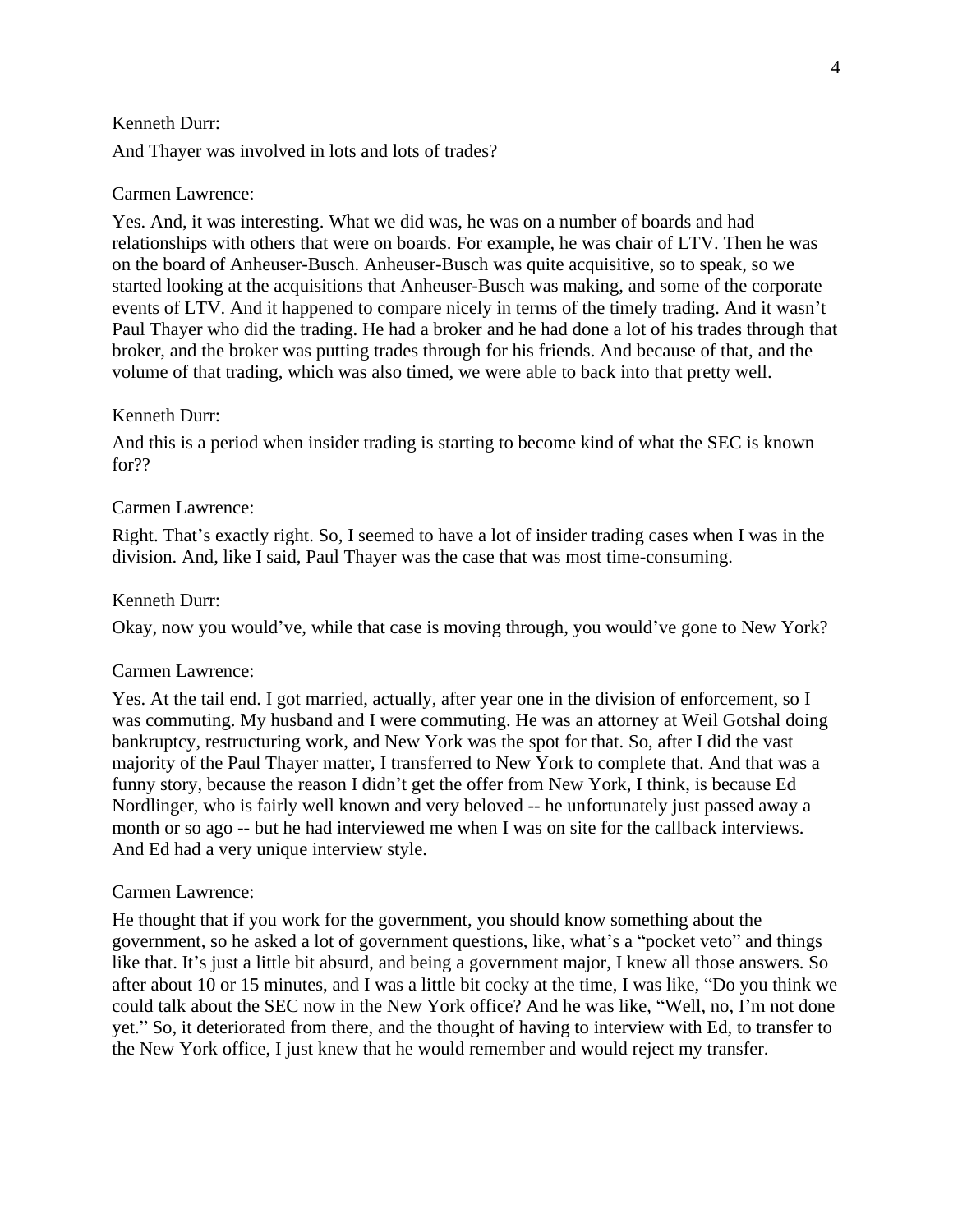Kenneth Durr:

And Thayer was involved in lots and lots of trades?

Carmen Lawrence:

Yes. And, it was interesting. What we did was, he was on a number of boards and had relationships with others that were on boards. For example, he was chair of LTV. Then he was on the board of Anheuser-Busch. Anheuser-Busch was quite acquisitive, so to speak, so we started looking at the acquisitions that Anheuser-Busch was making, and some of the corporate events of LTV. And it happened to compare nicely in terms of the timely trading. And it wasn't Paul Thayer who did the trading. He had a broker and he had done a lot of his trades through that broker, and the broker was putting trades through for his friends. And because of that, and the volume of that trading, which was also timed, we were able to back into that pretty well.

Kenneth Durr:

And this is a period when insider trading is starting to become kind of what the SEC is known for??

Carmen Lawrence:

Right. That's exactly right. So, I seemed to have a lot of insider trading cases when I was in the division. And, like I said, Paul Thayer was the case that was most time-consuming.

Kenneth Durr:

Okay, now you would've, while that case is moving through, you would've gone to New York?

Carmen Lawrence:

Yes. At the tail end. I got married, actually, after year one in the division of enforcement, so I was commuting. My husband and I were commuting. He was an attorney at Weil Gotshal doing bankruptcy, restructuring work, and New York was the spot for that. So, after I did the vast majority of the Paul Thayer matter, I transferred to New York to complete that. And that was a funny story, because the reason I didn't get the offer from New York, I think, is because Ed Nordlinger, who is fairly well known and very beloved -- he unfortunately just passed away a month or so ago -- but he had interviewed me when I was on site for the callback interviews. And Ed had a very unique interview style.

Carmen Lawrence:

He thought that if you work for the government, you should know something about the government, so he asked a lot of government questions, like, what's a "pocket veto" and things like that. It's just a little bit absurd, and being a government major, I knew all those answers. So after about 10 or 15 minutes, and I was a little bit cocky at the time, I was like, "Do you think we could talk about the SEC now in the New York office? And he was like, "Well, no, I'm not done yet." So, it deteriorated from there, and the thought of having to interview with Ed, to transfer to the New York office, I just knew that he would remember and would reject my transfer.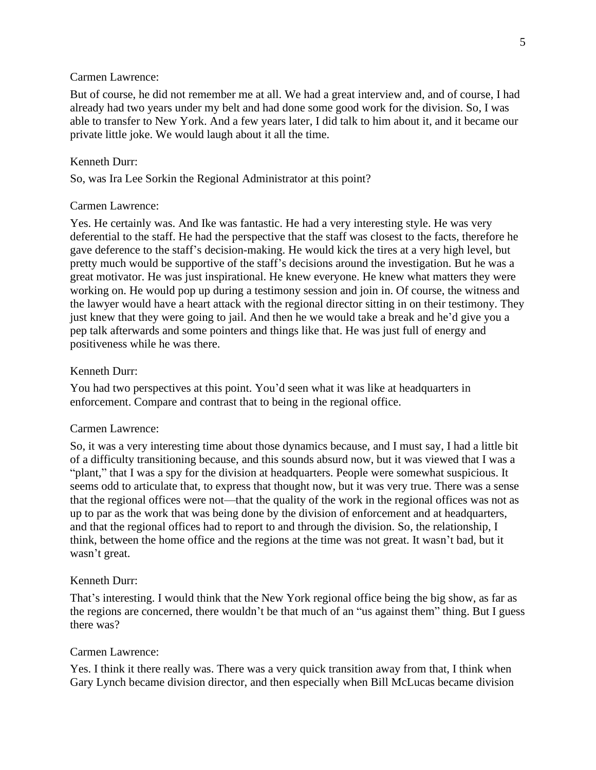Carmen Lawrence:

But of course, he did not remember me at all. We had a great interview and, and of course, I had already had two years under my belt and had done some good work for the division. So, I was able to transfer to New York. And a few years later, I did talk to him about it, and it became our private little joke. We would laugh about it all the time.

Kenneth Durr:

So, was Ira Lee Sorkin the Regional Administrator at this point?

Carmen Lawrence:

Yes. He certainly was. And Ike was fantastic. He had a very interesting style. He was very deferential to the staff. He had the perspective that the staff was closest to the facts, therefore he gave deference to the staff's decision-making. He would kick the tires at a very high level, but pretty much would be supportive of the staff's decisions around the investigation. But he was a great motivator. He was just inspirational. He knew everyone. He knew what matters they were working on. He would pop up during a testimony session and join in. Of course, the witness and the lawyer would have a heart attack with the regional director sitting in on their testimony. They just knew that they were going to jail. And then he we would take a break and he'd give you a pep talk afterwards and some pointers and things like that. He was just full of energy and positiveness while he was there.

Kenneth Durr:

You had two perspectives at this point. You'd seen what it was like at headquarters in enforcement. Compare and contrast that to being in the regional office.

Carmen Lawrence:

So, it was a very interesting time about those dynamics because, and I must say, I had a little bit of a difficulty transitioning because, and this sounds absurd now, but it was viewed that I was a "plant," that I was a spy for the division at headquarters. People were somewhat suspicious. It seems odd to articulate that, to express that thought now, but it was very true. There was a sense that the regional offices were not—that the quality of the work in the regional offices was not as up to par as the work that was being done by the division of enforcement and at headquarters, and that the regional offices had to report to and through the division. So, the relationship, I think, between the home office and the regions at the time was not great. It wasn't bad, but it wasn't great.

Kenneth Durr:

That's interesting. I would think that the New York regional office being the big show, as far as the regions are concerned, there wouldn't be that much of an "us against them" thing. But I guess there was?

Carmen Lawrence:

Yes. I think it there really was. There was a very quick transition away from that, I think when Gary Lynch became division director, and then especially when Bill McLucas became division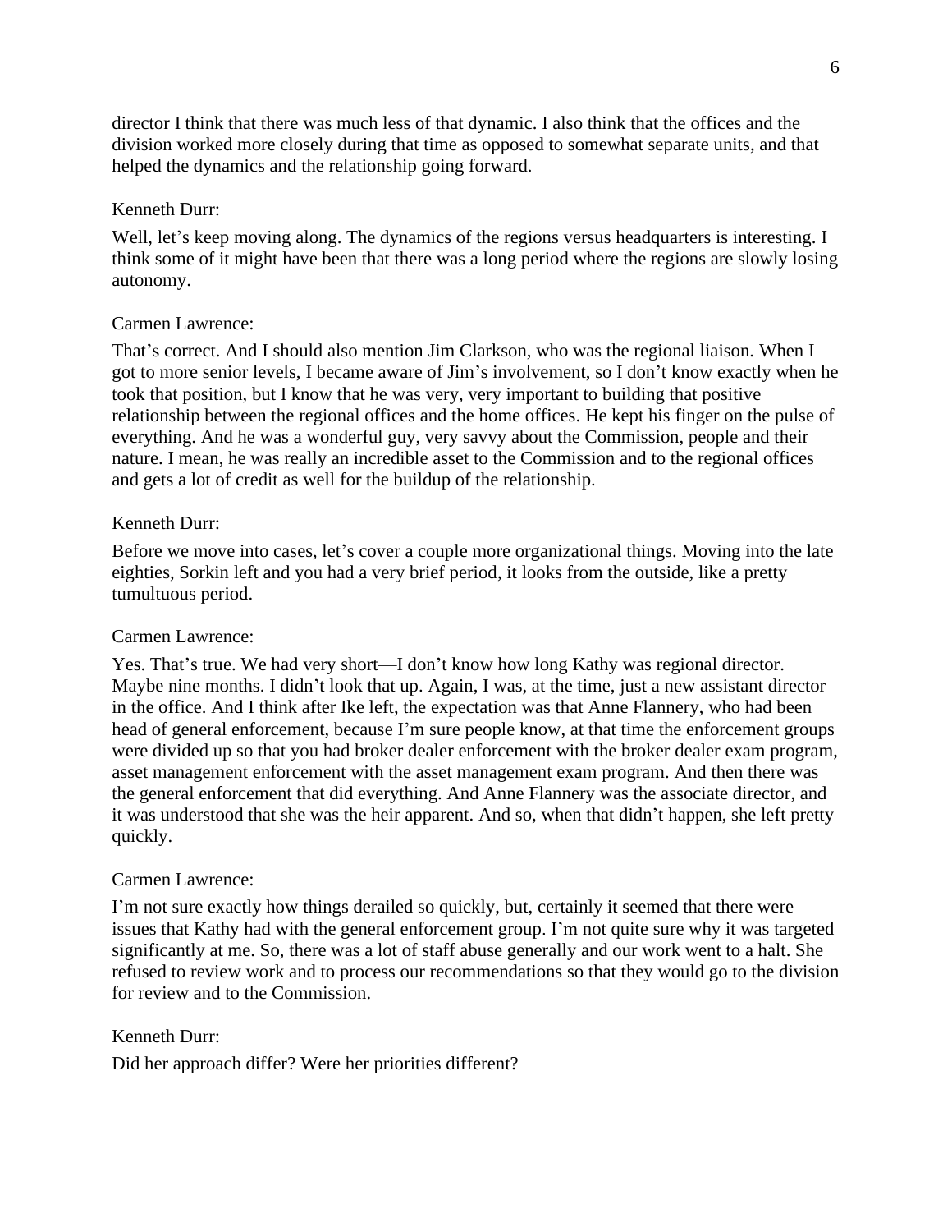director I think that there was much less of that dynamic. I also think that the offices and the division worked more closely during that time as opposed to somewhat separate units, and that helped the dynamics and the relationship going forward.

Kenneth Durr:

Well, let's keep moving along. The dynamics of the regions versus headquarters is interesting. I think some of it might have been that there was a long period where the regions are slowly losing autonomy.

Carmen Lawrence:

That's correct. And I should also mention Jim Clarkson, who was the regional liaison. When I got to more senior levels, I became aware of Jim's involvement, so I don't know exactly when he took that position, but I know that he was very, very important to building that positive relationship between the regional offices and the home offices. He kept his finger on the pulse of everything. And he was a wonderful guy, very savvy about the Commission, people and their nature. I mean, he was really an incredible asset to the Commission and to the regional offices and gets a lot of credit as well for the buildup of the relationship.

Kenneth Durr:

Before we move into cases, let's cover a couple more organizational things. Moving into the late eighties, Sorkin left and you had a very brief period, it looks from the outside, like a pretty tumultuous period.

Carmen Lawrence:

Yes. That's true. We had very short—I don't know how long Kathy was regional director. Maybe nine months. I didn't look that up. Again, I was, at the time, just a new assistant director in the office. And I think after Ike left, the expectation was that Anne Flannery, who had been head of general enforcement, because I'm sure people know, at that time the enforcement groups were divided up so that you had broker dealer enforcement with the broker dealer exam program, asset management enforcement with the asset management exam program. And then there was the general enforcement that did everything. And Anne Flannery was the associate director, and it was understood that she was the heir apparent. And so, when that didn't happen, she left pretty quickly.

Carmen Lawrence:

I'm not sure exactly how things derailed so quickly, but, certainly it seemed that there were issues that Kathy had with the general enforcement group. I'm not quite sure why it was targeted significantly at me. So, there was a lot of staff abuse generally and our work went to a halt. She refused to review work and to process our recommendations so that they would go to the division for review and to the Commission.

Kenneth Durr:

Did her approach differ? Were her priorities different?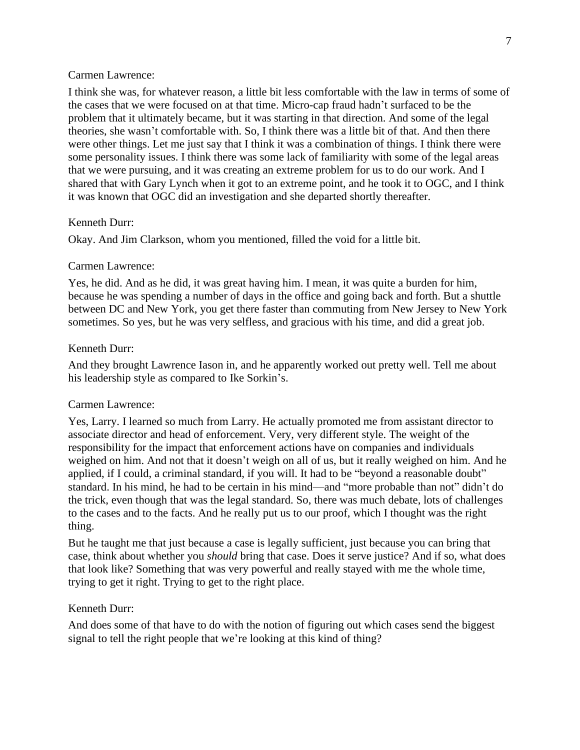Carmen Lawrence:

I think she was, for whatever reason, a little bit less comfortable with the law in terms of some of the cases that we were focused on at that time. Micro-cap fraud hadn't surfaced to be the problem that it ultimately became, but it was starting in that direction. And some of the legal theories, she wasn't comfortable with. So, I think there was a little bit of that. And then there were other things. Let me just say that I think it was a combination of things. I think there were some personality issues. I think there was some lack of familiarity with some of the legal areas that we were pursuing, and it was creating an extreme problem for us to do our work. And I shared that with Gary Lynch when it got to an extreme point, and he took it to OGC, and I think it was known that OGC did an investigation and she departed shortly thereafter.

Kenneth Durr:

Okay. And Jim Clarkson, whom you mentioned, filled the void for a little bit.

Carmen Lawrence:

Yes, he did. And as he did, it was great having him. I mean, it was quite a burden for him, because he was spending a number of days in the office and going back and forth. But a shuttle between DC and New York, you get there faster than commuting from New Jersey to New York sometimes. So yes, but he was very selfless, and gracious with his time, and did a great job.

Kenneth Durr:

And they brought Lawrence Iason in, and he apparently worked out pretty well. Tell me about his leadership style as compared to Ike Sorkin's.

Carmen Lawrence:

Yes, Larry. I learned so much from Larry. He actually promoted me from assistant director to associate director and head of enforcement. Very, very different style. The weight of the responsibility for the impact that enforcement actions have on companies and individuals weighed on him. And not that it doesn't weigh on all of us, but it really weighed on him. And he applied, if I could, a criminal standard, if you will. It had to be "beyond a reasonable doubt" standard. In his mind, he had to be certain in his mind—and "more probable than not" didn't do the trick, even though that was the legal standard. So, there was much debate, lots of challenges to the cases and to the facts. And he really put us to our proof, which I thought was the right thing.

But he taught me that just because a case is legally sufficient, just because you can bring that case, think about whether you *should* bring that case. Does it serve justice? And if so, what does that look like? Something that was very powerful and really stayed with me the whole time, trying to get it right. Trying to get to the right place.

Kenneth Durr:

And does some of that have to do with the notion of figuring out which cases send the biggest signal to tell the right people that we're looking at this kind of thing?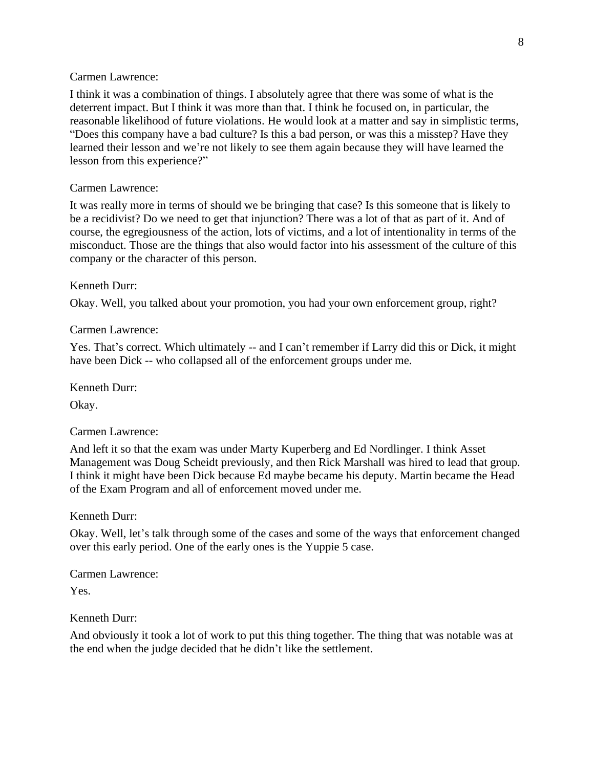Carmen Lawrence:

I think it was a combination of things. I absolutely agree that there was some of what is the deterrent impact. But I think it was more than that. I think he focused on, in particular, the reasonable likelihood of future violations. He would look at a matter and say in simplistic terms, "Does this company have a bad culture? Is this a bad person, or was this a misstep? Have they learned their lesson and we're not likely to see them again because they will have learned the lesson from this experience?"

Carmen Lawrence:

It was really more in terms of should we be bringing that case? Is this someone that is likely to be a recidivist? Do we need to get that injunction? There was a lot of that as part of it. And of course, the egregiousness of the action, lots of victims, and a lot of intentionality in terms of the misconduct. Those are the things that also would factor into his assessment of the culture of this company or the character of this person.

Kenneth Durr:

Okay. Well, you talked about your promotion, you had your own enforcement group, right?

Carmen Lawrence:

Yes. That's correct. Which ultimately -- and I can't remember if Larry did this or Dick, it might have been Dick -- who collapsed all of the enforcement groups under me.

Kenneth Durr:

Okay.

Carmen Lawrence:

And left it so that the exam was under Marty Kuperberg and Ed Nordlinger. I think Asset Management was Doug Scheidt previously, and then Rick Marshall was hired to lead that group. I think it might have been Dick because Ed maybe became his deputy. Martin became the Head of the Exam Program and all of enforcement moved under me.

Kenneth Durr:

Okay. Well, let's talk through some of the cases and some of the ways that enforcement changed over this early period. One of the early ones is the Yuppie 5 case.

Carmen Lawrence:

Yes.

Kenneth Durr:

And obviously it took a lot of work to put this thing together. The thing that was notable was at the end when the judge decided that he didn't like the settlement.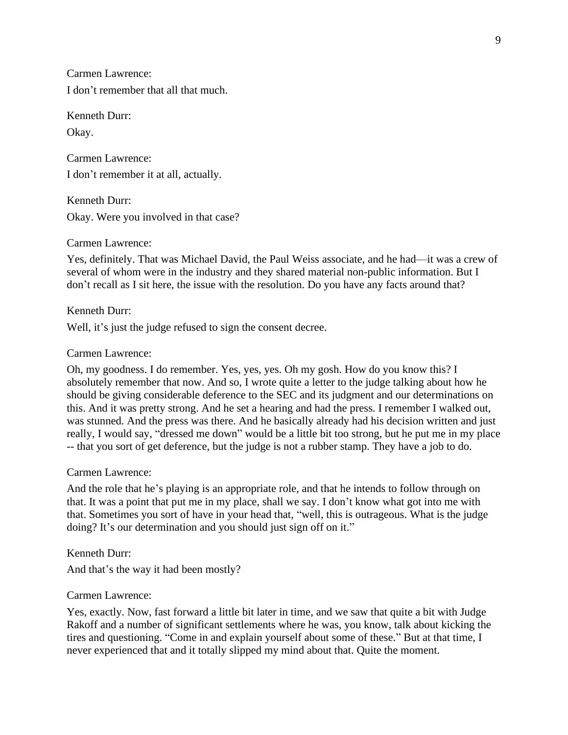Carmen Lawrence:

I don't remember that all that much.

Kenneth Durr:

Okay.

Carmen Lawrence:

I don't remember it at all, actually.

Kenneth Durr:

Okay. Were you involved in that case?

Carmen Lawrence:

Yes, definitely. That was Michael David, the Paul Weiss associate, and he had—it was a crew of several of whom were in the industry and they shared material non-public information. But I don't recall as I sit here, the issue with the resolution. Do you have any facts around that?

Kenneth Durr:

Well, it's just the judge refused to sign the consent decree.

Carmen Lawrence:

Oh, my goodness. I do remember. Yes, yes, yes. Oh my gosh. How do you know this? I absolutely remember that now. And so, I wrote quite a letter to the judge talking about how he should be giving considerable deference to the SEC and its judgment and our determinations on this. And it was pretty strong. And he set a hearing and had the press. I remember I walked out, was stunned. And the press was there. And he basically already had his decision written and just really, I would say, "dressed me down" would be a little bit too strong, but he put me in my place -- that you sort of get deference, but the judge is not a rubber stamp. They have a job to do.

Carmen Lawrence:

And the role that he's playing is an appropriate role, and that he intends to follow through on that. It was a point that put me in my place, shall we say. I don't know what got into me with that. Sometimes you sort of have in your head that, "well, this is outrageous. What is the judge doing? It's our determination and you should just sign off on it."

Kenneth Durr:

And that's the way it had been mostly?

Carmen Lawrence:

Yes, exactly. Now, fast forward a little bit later in time, and we saw that quite a bit with Judge Rakoff and a number of significant settlements where he was, you know, talk about kicking the tires and questioning. "Come in and explain yourself about some of these." But at that time, I never experienced that and it totally slipped my mind about that. Quite the moment.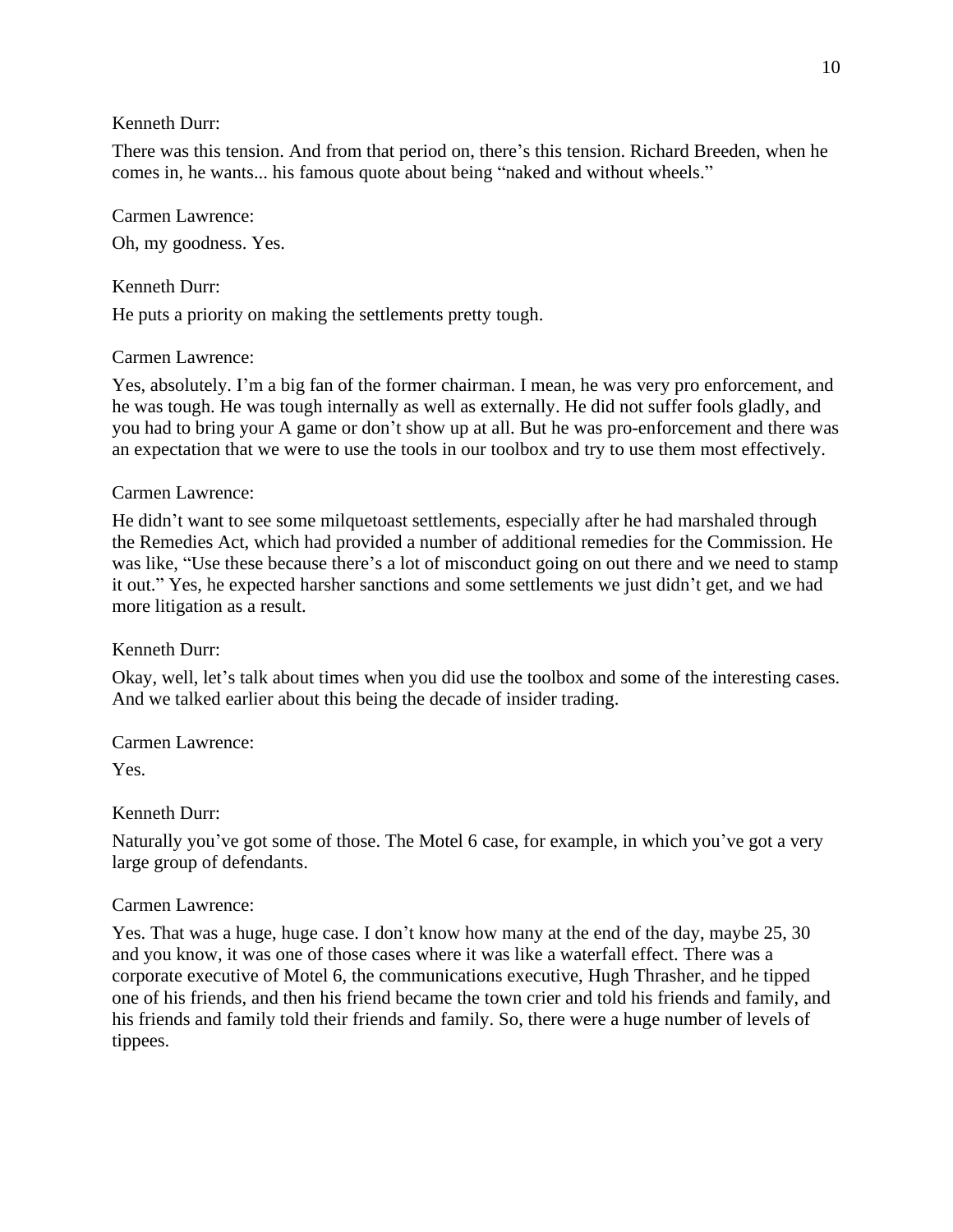Kenneth Durr:

There was this tension. And from that period on, there's this tension. Richard Breeden, when he comes in, he wants... his famous quote about being "naked and without wheels."

Carmen Lawrence:

Oh, my goodness. Yes.

Kenneth Durr:

He puts a priority on making the settlements pretty tough.

Carmen Lawrence:

Yes, absolutely. I'm a big fan of the former chairman. I mean, he was very pro enforcement, and he was tough. He was tough internally as well as externally. He did not suffer fools gladly, and you had to bring your A game or don't show up at all. But he was pro-enforcement and there was an expectation that we were to use the tools in our toolbox and try to use them most effectively.

Carmen Lawrence:

He didn't want to see some milquetoast settlements, especially after he had marshaled through the Remedies Act, which had provided a number of additional remedies for the Commission. He was like, "Use these because there's a lot of misconduct going on out there and we need to stamp it out." Yes, he expected harsher sanctions and some settlements we just didn't get, and we had more litigation as a result.

Kenneth Durr:

Okay, well, let's talk about times when you did use the toolbox and some of the interesting cases. And we talked earlier about this being the decade of insider trading.

Carmen Lawrence:

Yes.

Kenneth Durr:

Naturally you've got some of those. The Motel 6 case, for example, in which you've got a very large group of defendants.

Carmen Lawrence:

Yes. That was a huge, huge case. I don't know how many at the end of the day, maybe 25, 30 and you know, it was one of those cases where it was like a waterfall effect. There was a corporate executive of Motel 6, the communications executive, Hugh Thrasher, and he tipped one of his friends, and then his friend became the town crier and told his friends and family, and his friends and family told their friends and family. So, there were a huge number of levels of tippees.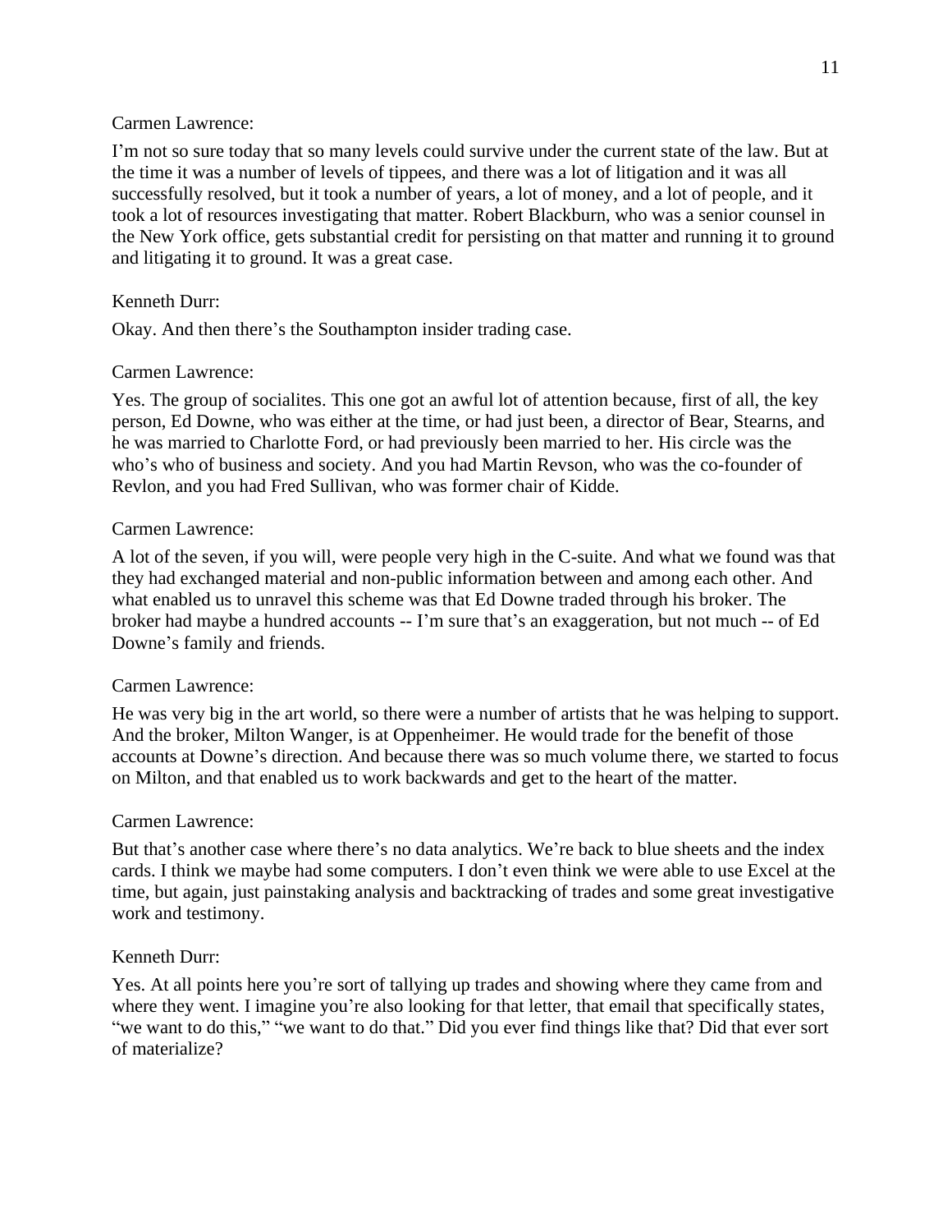Carmen Lawrence:

I'm not so sure today that so many levels could survive under the current state of the law. But at the time it was a number of levels of tippees, and there was a lot of litigation and it was all successfully resolved, but it took a number of years, a lot of money, and a lot of people, and it took a lot of resources investigating that matter. Robert Blackburn, who was a senior counsel in the New York office, gets substantial credit for persisting on that matter and running it to ground and litigating it to ground. It was a great case.

Kenneth Durr:

Okay. And then there's the Southampton insider trading case.

Carmen Lawrence:

Yes. The group of socialites. This one got an awful lot of attention because, first of all, the key person, Ed Downe, who was either at the time, or had just been, a director of Bear, Stearns, and he was married to Charlotte Ford, or had previously been married to her. His circle was the who's who of business and society. And you had Martin Revson, who was the co-founder of Revlon, and you had Fred Sullivan, who was former chair of Kidde.

Carmen Lawrence:

A lot of the seven, if you will, were people very high in the C-suite. And what we found was that they had exchanged material and non-public information between and among each other. And what enabled us to unravel this scheme was that Ed Downe traded through his broker. The broker had maybe a hundred accounts -- I'm sure that's an exaggeration, but not much -- of Ed Downe's family and friends.

Carmen Lawrence:

He was very big in the art world, so there were a number of artists that he was helping to support. And the broker, Milton Wanger, is at Oppenheimer. He would trade for the benefit of those accounts at Downe's direction. And because there was so much volume there, we started to focus on Milton, and that enabled us to work backwards and get to the heart of the matter.

Carmen Lawrence:

But that's another case where there's no data analytics. We're back to blue sheets and the index cards. I think we maybe had some computers. I don't even think we were able to use Excel at the time, but again, just painstaking analysis and backtracking of trades and some great investigative work and testimony.

Kenneth Durr:

Yes. At all points here you're sort of tallying up trades and showing where they came from and where they went. I imagine you're also looking for that letter, that email that specifically states, "we want to do this," "we want to do that." Did you ever find things like that? Did that ever sort of materialize?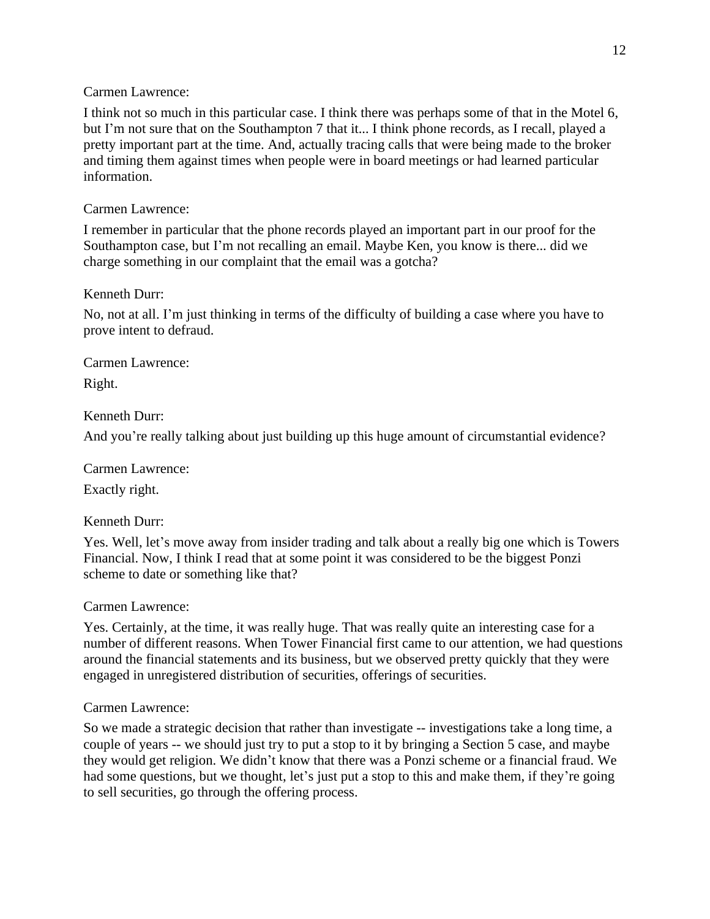Carmen Lawrence:

I think not so much in this particular case. I think there was perhaps some of that in the Motel 6, but I'm not sure that on the Southampton 7 that it... I think phone records, as I recall, played a pretty important part at the time. And, actually tracing calls that were being made to the broker and timing them against times when people were in board meetings or had learned particular information.

Carmen Lawrence:

I remember in particular that the phone records played an important part in our proof for the Southampton case, but I'm not recalling an email. Maybe Ken, you know is there... did we charge something in our complaint that the email was a gotcha?

Kenneth Durr:

No, not at all. I'm just thinking in terms of the difficulty of building a case where you have to prove intent to defraud.

Carmen Lawrence:

Right.

Kenneth Durr:

And you're really talking about just building up this huge amount of circumstantial evidence?

Carmen Lawrence:

Exactly right.

Kenneth Durr:

Yes. Well, let's move away from insider trading and talk about a really big one which is Towers Financial. Now, I think I read that at some point it was considered to be the biggest Ponzi scheme to date or something like that?

Carmen Lawrence:

Yes. Certainly, at the time, it was really huge. That was really quite an interesting case for a number of different reasons. When Tower Financial first came to our attention, we had questions around the financial statements and its business, but we observed pretty quickly that they were engaged in unregistered distribution of securities, offerings of securities.

Carmen Lawrence:

So we made a strategic decision that rather than investigate -- investigations take a long time, a couple of years -- we should just try to put a stop to it by bringing a Section 5 case, and maybe they would get religion. We didn't know that there was a Ponzi scheme or a financial fraud. We had some questions, but we thought, let's just put a stop to this and make them, if they're going to sell securities, go through the offering process.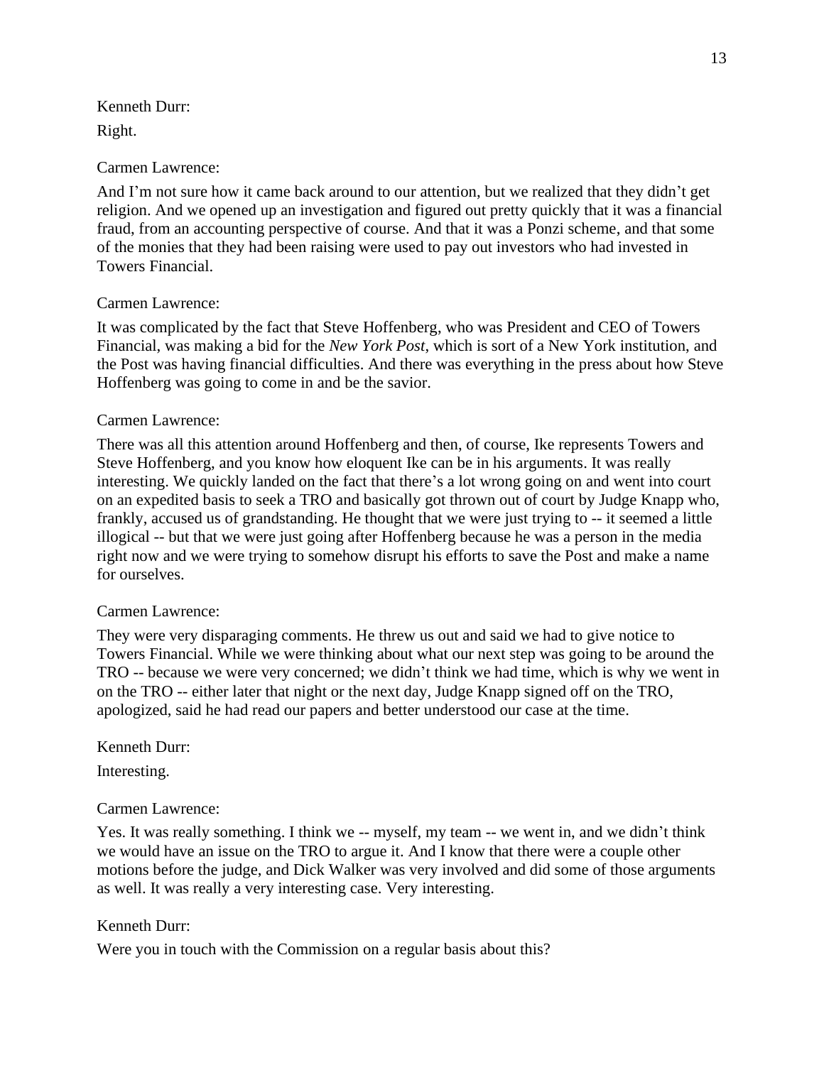Kenneth Durr:

Right.

Carmen Lawrence:

And I'm not sure how it came back around to our attention, but we realized that they didn't get religion. And we opened up an investigation and figured out pretty quickly that it was a financial fraud, from an accounting perspective of course. And that it was a Ponzi scheme, and that some of the monies that they had been raising were used to pay out investors who had invested in Towers Financial.

Carmen Lawrence:

It was complicated by the fact that Steve Hoffenberg, who was President and CEO of Towers Financial, was making a bid for the *New York Post*, which is sort of a New York institution, and the Post was having financial difficulties. And there was everything in the press about how Steve Hoffenberg was going to come in and be the savior.

Carmen Lawrence:

There was all this attention around Hoffenberg and then, of course, Ike represents Towers and Steve Hoffenberg, and you know how eloquent Ike can be in his arguments. It was really interesting. We quickly landed on the fact that there's a lot wrong going on and went into court on an expedited basis to seek a TRO and basically got thrown out of court by Judge Knapp who, frankly, accused us of grandstanding. He thought that we were just trying to -- it seemed a little illogical -- but that we were just going after Hoffenberg because he was a person in the media right now and we were trying to somehow disrupt his efforts to save the Post and make a name for ourselves.

Carmen Lawrence:

They were very disparaging comments. He threw us out and said we had to give notice to Towers Financial. While we were thinking about what our next step was going to be around the TRO -- because we were very concerned; we didn't think we had time, which is why we went in on the TRO -- either later that night or the next day, Judge Knapp signed off on the TRO, apologized, said he had read our papers and better understood our case at the time.

Kenneth Durr:

Interesting.

Carmen Lawrence:

Yes. It was really something. I think we -- myself, my team -- we went in, and we didn't think we would have an issue on the TRO to argue it. And I know that there were a couple other motions before the judge, and Dick Walker was very involved and did some of those arguments as well. It was really a very interesting case. Very interesting.

Kenneth Durr:

Were you in touch with the Commission on a regular basis about this?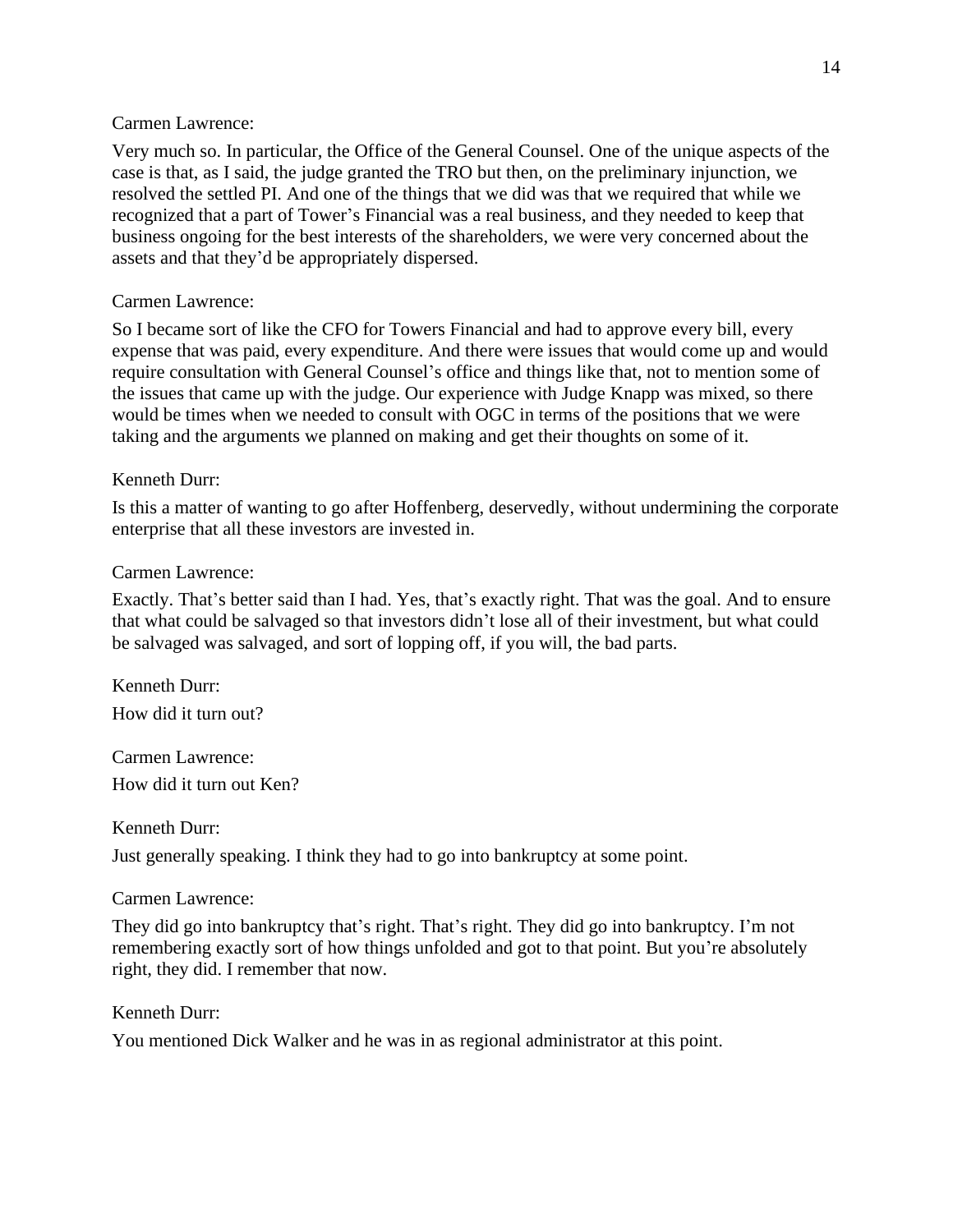Carmen Lawrence:

Very much so. In particular, the Office of the General Counsel. One of the unique aspects of the case is that, as I said, the judge granted the TRO but then, on the preliminary injunction, we resolved the settled PI. And one of the things that we did was that we required that while we recognized that a part of Tower's Financial was a real business, and they needed to keep that business ongoing for the best interests of the shareholders, we were very concerned about the assets and that they'd be appropriately dispersed.

Carmen Lawrence:

So I became sort of like the CFO for Towers Financial and had to approve every bill, every expense that was paid, every expenditure. And there were issues that would come up and would require consultation with General Counsel's office and things like that, not to mention some of the issues that came up with the judge. Our experience with Judge Knapp was mixed, so there would be times when we needed to consult with OGC in terms of the positions that we were taking and the arguments we planned on making and get their thoughts on some of it.

Kenneth Durr:

Is this a matter of wanting to go after Hoffenberg, deservedly, without undermining the corporate enterprise that all these investors are invested in.

Carmen Lawrence:

Exactly. That's better said than I had. Yes, that's exactly right. That was the goal. And to ensure that what could be salvaged so that investors didn't lose all of their investment, but what could be salvaged was salvaged, and sort of lopping off, if you will, the bad parts.

Kenneth Durr:

How did it turn out?

Carmen Lawrence:

How did it turn out Ken?

Kenneth Durr:

Just generally speaking. I think they had to go into bankruptcy at some point.

Carmen Lawrence:

They did go into bankruptcy that's right. That's right. They did go into bankruptcy. I'm not remembering exactly sort of how things unfolded and got to that point. But you're absolutely right, they did. I remember that now.

Kenneth Durr:

You mentioned Dick Walker and he was in as regional administrator at this point.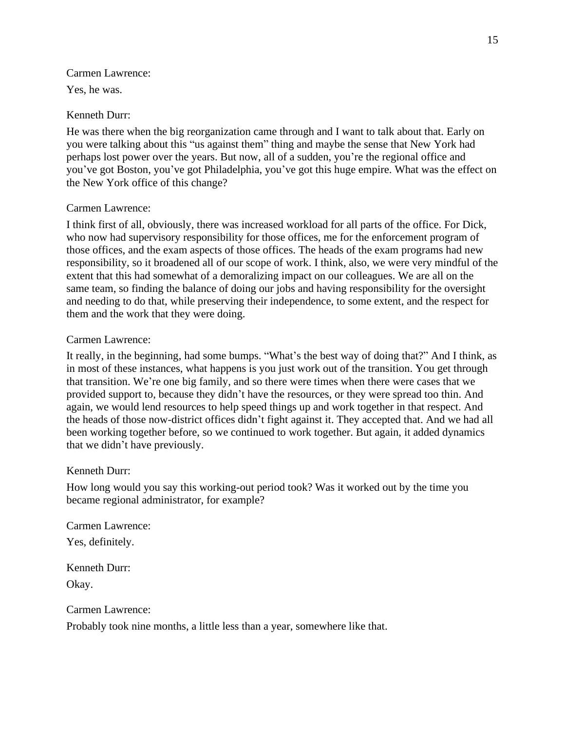Carmen Lawrence:

Yes, he was.

Kenneth Durr:

He was there when the big reorganization came through and I want to talk about that. Early on you were talking about this "us against them" thing and maybe the sense that New York had perhaps lost power over the years. But now, all of a sudden, you're the regional office and you've got Boston, you've got Philadelphia, you've got this huge empire. What was the effect on the New York office of this change?

Carmen Lawrence:

I think first of all, obviously, there was increased workload for all parts of the office. For Dick, who now had supervisory responsibility for those offices, me for the enforcement program of those offices, and the exam aspects of those offices. The heads of the exam programs had new responsibility, so it broadened all of our scope of work. I think, also, we were very mindful of the extent that this had somewhat of a demoralizing impact on our colleagues. We are all on the same team, so finding the balance of doing our jobs and having responsibility for the oversight and needing to do that, while preserving their independence, to some extent, and the respect for them and the work that they were doing.

Carmen Lawrence:

It really, in the beginning, had some bumps. "What's the best way of doing that?" And I think, as in most of these instances, what happens is you just work out of the transition. You get through that transition. We're one big family, and so there were times when there were cases that we provided support to, because they didn't have the resources, or they were spread too thin. And again, we would lend resources to help speed things up and work together in that respect. And the heads of those now-district offices didn't fight against it. They accepted that. And we had all been working together before, so we continued to work together. But again, it added dynamics that we didn't have previously.

Kenneth Durr:

How long would you say this working-out period took? Was it worked out by the time you became regional administrator, for example?

Carmen Lawrence:

Yes, definitely.

Kenneth Durr:

Okay.

Carmen Lawrence:

Probably took nine months, a little less than a year, somewhere like that.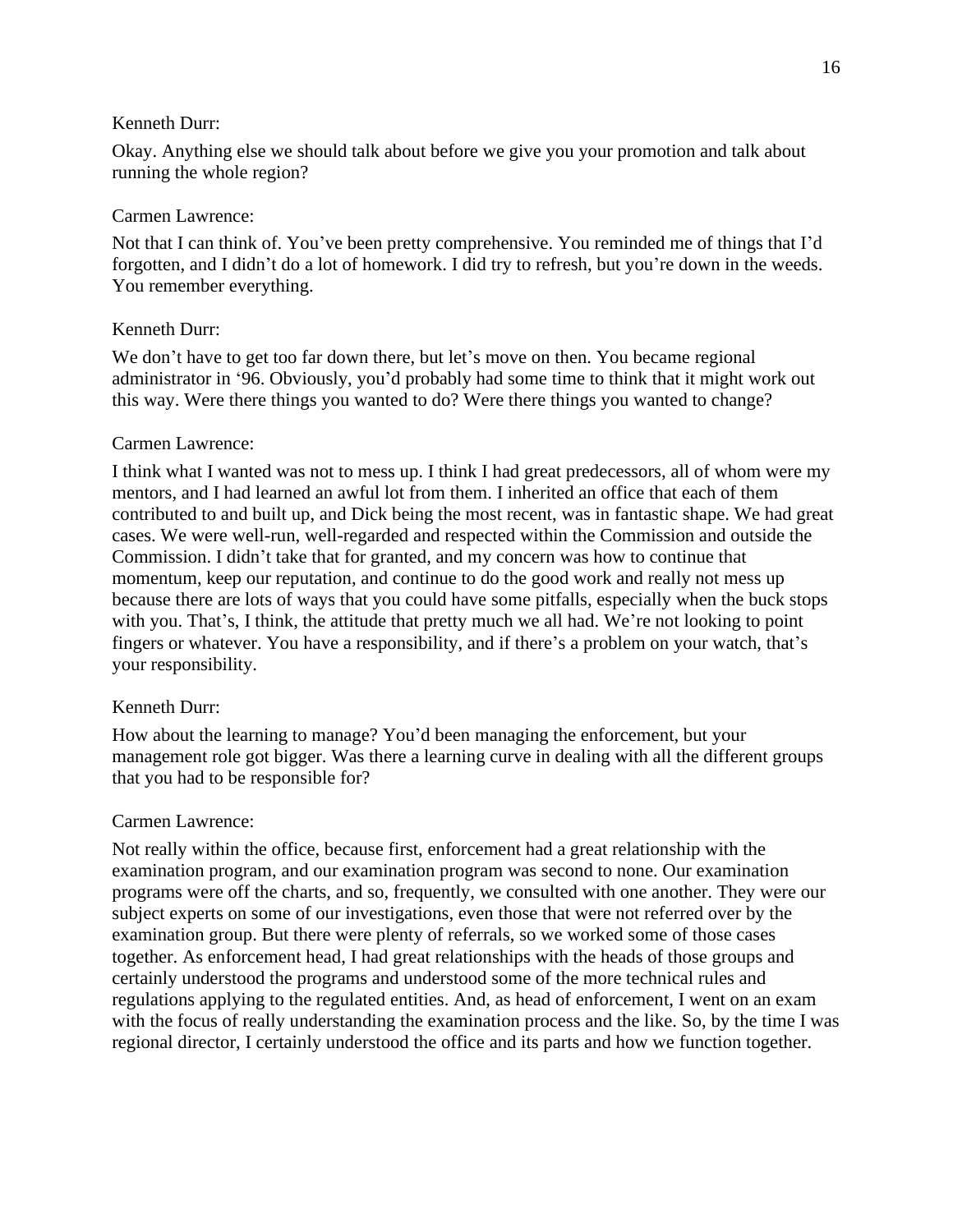Kenneth Durr:

Okay. Anything else we should talk about before we give you your promotion and talk about running the whole region?

Carmen Lawrence:

Not that I can think of. You've been pretty comprehensive. You reminded me of things that I'd forgotten, and I didn't do a lot of homework. I did try to refresh, but you're down in the weeds. You remember everything.

Kenneth Durr:

We don't have to get too far down there, but let's move on then. You became regional administrator in '96. Obviously, you'd probably had some time to think that it might work out this way. Were there things you wanted to do? Were there things you wanted to change?

Carmen Lawrence:

I think what I wanted was not to mess up. I think I had great predecessors, all of whom were my mentors, and I had learned an awful lot from them. I inherited an office that each of them contributed to and built up, and Dick being the most recent, was in fantastic shape. We had great cases. We were well-run, well-regarded and respected within the Commission and outside the Commission. I didn't take that for granted, and my concern was how to continue that momentum, keep our reputation, and continue to do the good work and really not mess up because there are lots of ways that you could have some pitfalls, especially when the buck stops with you. That's, I think, the attitude that pretty much we all had. We're not looking to point fingers or whatever. You have a responsibility, and if there's a problem on your watch, that's your responsibility.

Kenneth Durr:

How about the learning to manage? You'd been managing the enforcement, but your management role got bigger. Was there a learning curve in dealing with all the different groups that you had to be responsible for?

Carmen Lawrence:

Not really within the office, because first, enforcement had a great relationship with the examination program, and our examination program was second to none. Our examination programs were off the charts, and so, frequently, we consulted with one another. They were our subject experts on some of our investigations, even those that were not referred over by the examination group. But there were plenty of referrals, so we worked some of those cases together. As enforcement head, I had great relationships with the heads of those groups and certainly understood the programs and understood some of the more technical rules and regulations applying to the regulated entities. And, as head of enforcement, I went on an exam with the focus of really understanding the examination process and the like. So, by the time I was regional director, I certainly understood the office and its parts and how we function together.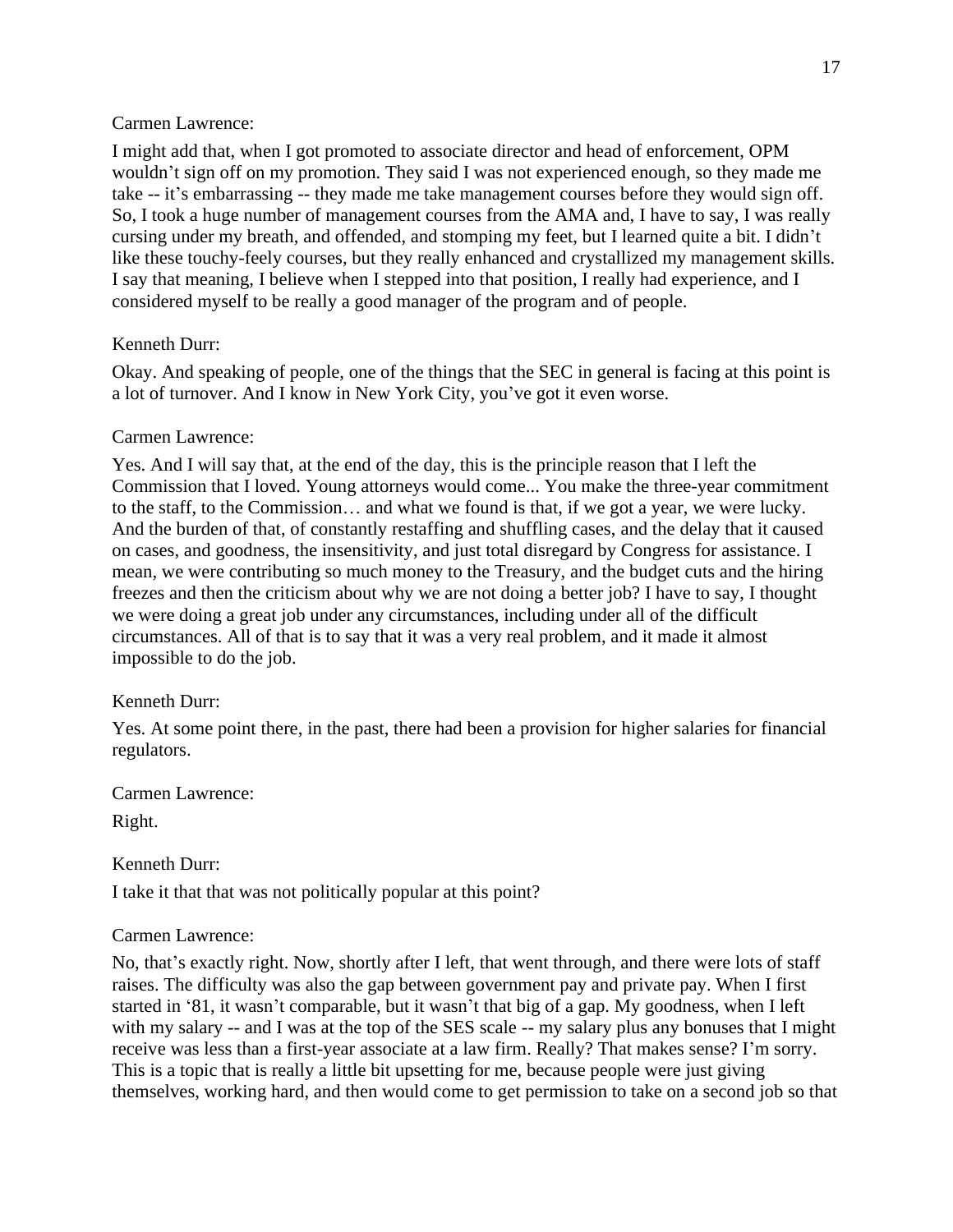Carmen Lawrence:

I might add that, when I got promoted to associate director and head of enforcement, OPM wouldn't sign off on my promotion. They said I was not experienced enough, so they made me take -- it's embarrassing -- they made me take management courses before they would sign off. So, I took a huge number of management courses from the AMA and, I have to say, I was really cursing under my breath, and offended, and stomping my feet, but I learned quite a bit. I didn't like these touchy-feely courses, but they really enhanced and crystallized my management skills. I say that meaning, I believe when I stepped into that position, I really had experience, and I considered myself to be really a good manager of the program and of people.

Kenneth Durr:

Okay. And speaking of people, one of the things that the SEC in general is facing at this point is a lot of turnover. And I know in New York City, you've got it even worse.

Carmen Lawrence:

Yes. And I will say that, at the end of the day, this is the principle reason that I left the Commission that I loved. Young attorneys would come... You make the three-year commitment to the staff, to the Commission… and what we found is that, if we got a year, we were lucky. And the burden of that, of constantly restaffing and shuffling cases, and the delay that it caused on cases, and goodness, the insensitivity, and just total disregard by Congress for assistance. I mean, we were contributing so much money to the Treasury, and the budget cuts and the hiring freezes and then the criticism about why we are not doing a better job? I have to say, I thought we were doing a great job under any circumstances, including under all of the difficult circumstances. All of that is to say that it was a very real problem, and it made it almost impossible to do the job.

Kenneth Durr:

Yes. At some point there, in the past, there had been a provision for higher salaries for financial regulators.

Carmen Lawrence:

Right.

Kenneth Durr:

I take it that that was not politically popular at this point?

Carmen Lawrence:

No, that's exactly right. Now, shortly after I left, that went through, and there were lots of staff raises. The difficulty was also the gap between government pay and private pay. When I first started in '81, it wasn't comparable, but it wasn't that big of a gap. My goodness, when I left with my salary -- and I was at the top of the SES scale -- my salary plus any bonuses that I might receive was less than a first-year associate at a law firm. Really? That makes sense? I'm sorry. This is a topic that is really a little bit upsetting for me, because people were just giving themselves, working hard, and then would come to get permission to take on a second job so that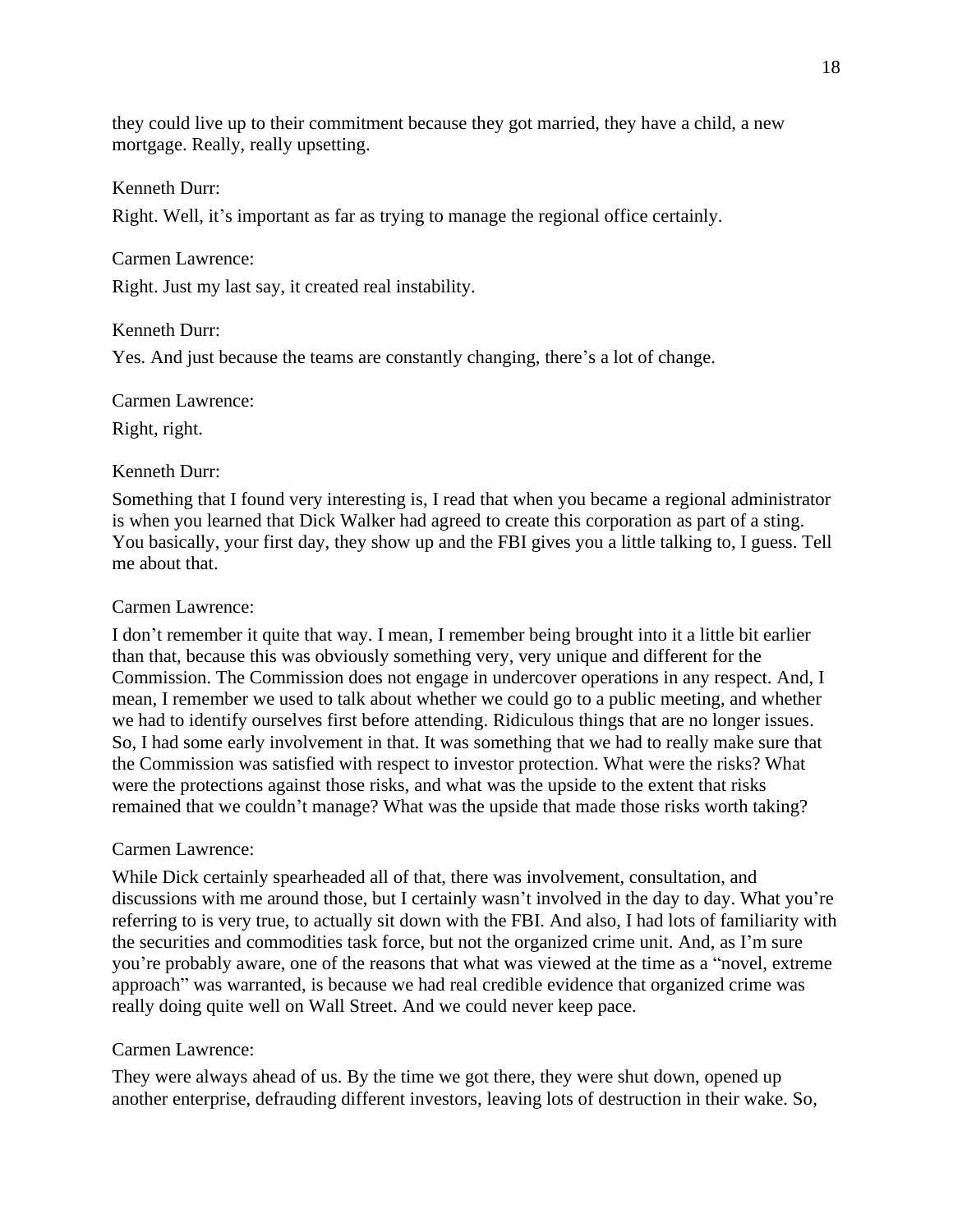they could live up to their commitment because they got married, they have a child, a new mortgage. Really, really upsetting.

Kenneth Durr:

Right. Well, it's important as far as trying to manage the regional office certainly.

Carmen Lawrence:

Right. Just my last say, it created real instability.

Kenneth Durr:

Yes. And just because the teams are constantly changing, there's a lot of change.

Carmen Lawrence:

Right, right.

Kenneth Durr:

Something that I found very interesting is, I read that when you became a regional administrator is when you learned that Dick Walker had agreed to create this corporation as part of a sting. You basically, your first day, they show up and the FBI gives you a little talking to, I guess. Tell me about that.

Carmen Lawrence:

I don't remember it quite that way. I mean, I remember being brought into it a little bit earlier than that, because this was obviously something very, very unique and different for the Commission. The Commission does not engage in undercover operations in any respect. And, I mean, I remember we used to talk about whether we could go to a public meeting, and whether we had to identify ourselves first before attending. Ridiculous things that are no longer issues. So, I had some early involvement in that. It was something that we had to really make sure that the Commission was satisfied with respect to investor protection. What were the risks? What were the protections against those risks, and what was the upside to the extent that risks remained that we couldn't manage? What was the upside that made those risks worth taking?

Carmen Lawrence:

While Dick certainly spearheaded all of that, there was involvement, consultation, and discussions with me around those, but I certainly wasn't involved in the day to day. What you're referring to is very true, to actually sit down with the FBI. And also, I had lots of familiarity with the securities and commodities task force, but not the organized crime unit. And, as I'm sure you're probably aware, one of the reasons that what was viewed at the time as a "novel, extreme approach" was warranted, is because we had real credible evidence that organized crime was really doing quite well on Wall Street. And we could never keep pace.

Carmen Lawrence:

They were always ahead of us. By the time we got there, they were shut down, opened up another enterprise, defrauding different investors, leaving lots of destruction in their wake. So,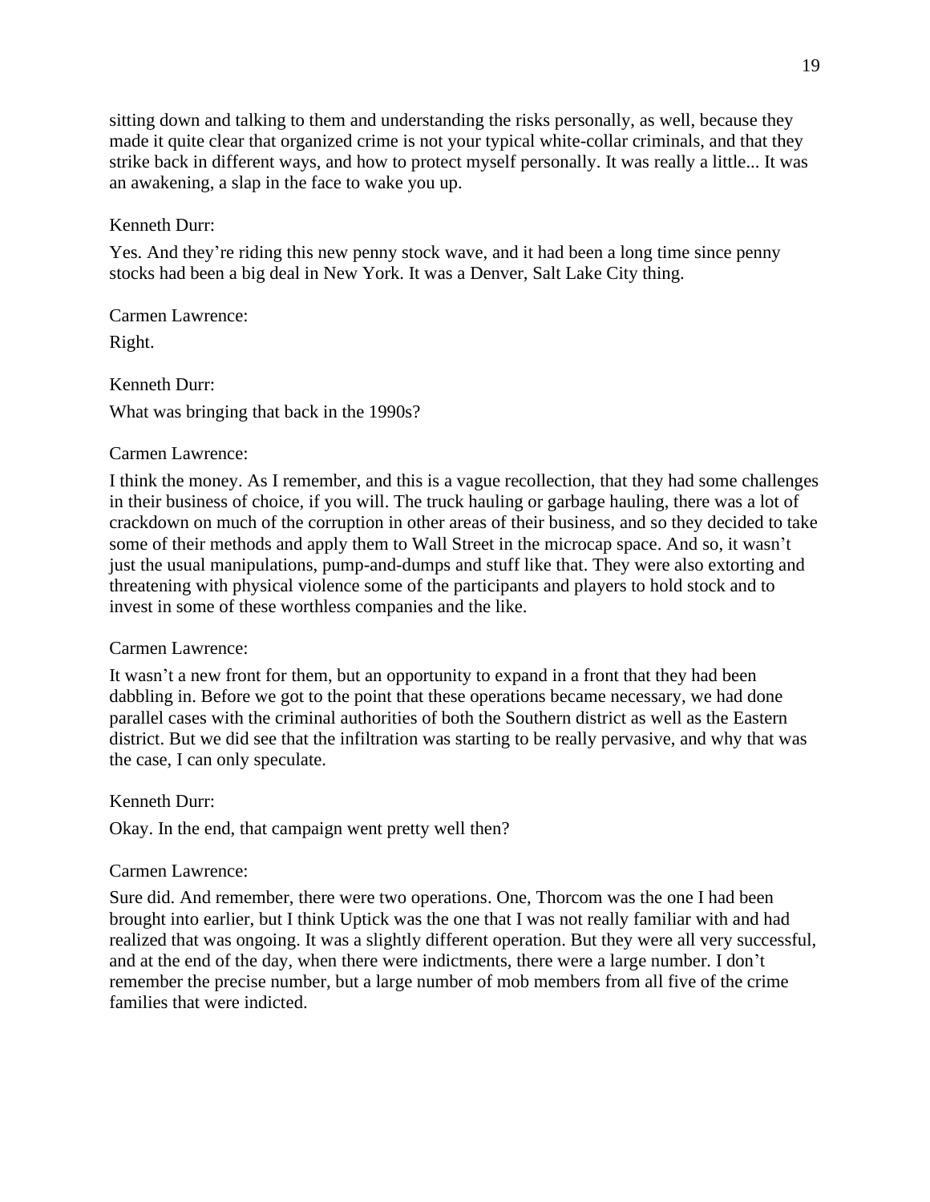sitting down and talking to them and understanding the risks personally, as well, because they made it quite clear that organized crime is not your typical white-collar criminals, and that they strike back in different ways, and how to protect myself personally. It was really a little... It was an awakening, a slap in the face to wake you up.

Kenneth Durr:

Yes. And they're riding this new penny stock wave, and it had been a long time since penny stocks had been a big deal in New York. It was a Denver, Salt Lake City thing.

Carmen Lawrence:

Right.

Kenneth Durr:

What was bringing that back in the 1990s?

Carmen Lawrence:

I think the money. As I remember, and this is a vague recollection, that they had some challenges in their business of choice, if you will. The truck hauling or garbage hauling, there was a lot of crackdown on much of the corruption in other areas of their business, and so they decided to take some of their methods and apply them to Wall Street in the microcap space. And so, it wasn't just the usual manipulations, pump-and-dumps and stuff like that. They were also extorting and threatening with physical violence some of the participants and players to hold stock and to invest in some of these worthless companies and the like.

Carmen Lawrence:

It wasn't a new front for them, but an opportunity to expand in a front that they had been dabbling in. Before we got to the point that these operations became necessary, we had done parallel cases with the criminal authorities of both the Southern district as well as the Eastern district. But we did see that the infiltration was starting to be really pervasive, and why that was the case, I can only speculate.

Kenneth Durr:

Okay. In the end, that campaign went pretty well then?

Carmen Lawrence:

Sure did. And remember, there were two operations. One, Thorcom was the one I had been brought into earlier, but I think Uptick was the one that I was not really familiar with and had realized that was ongoing. It was a slightly different operation. But they were all very successful, and at the end of the day, when there were indictments, there were a large number. I don't remember the precise number, but a large number of mob members from all five of the crime families that were indicted.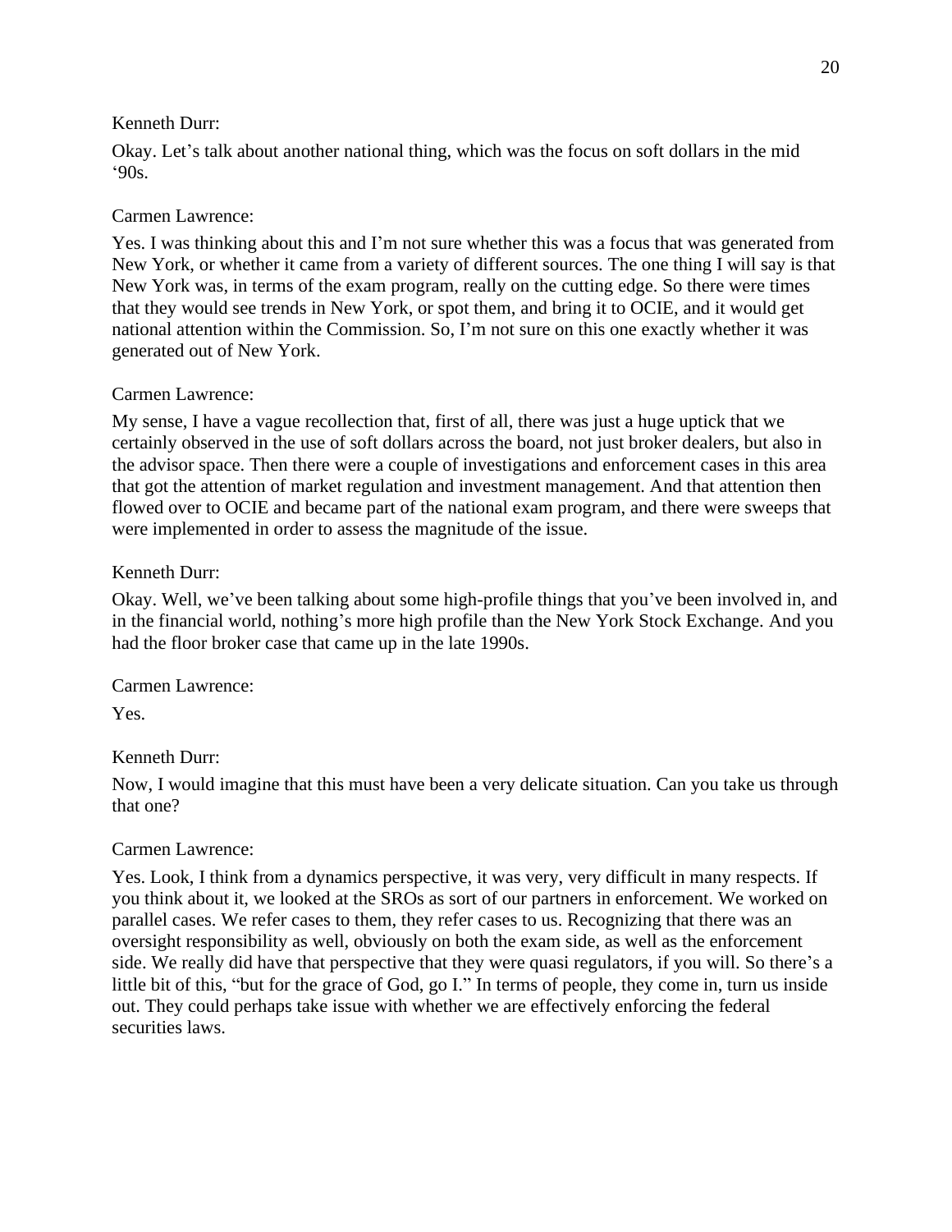Kenneth Durr:

Okay. Let's talk about another national thing, which was the focus on soft dollars in the mid '90s.

Carmen Lawrence:

Yes. I was thinking about this and I'm not sure whether this was a focus that was generated from New York, or whether it came from a variety of different sources. The one thing I will say is that New York was, in terms of the exam program, really on the cutting edge. So there were times that they would see trends in New York, or spot them, and bring it to OCIE, and it would get national attention within the Commission. So, I'm not sure on this one exactly whether it was generated out of New York.

Carmen Lawrence:

My sense, I have a vague recollection that, first of all, there was just a huge uptick that we certainly observed in the use of soft dollars across the board, not just broker dealers, but also in the advisor space. Then there were a couple of investigations and enforcement cases in this area that got the attention of market regulation and investment management. And that attention then flowed over to OCIE and became part of the national exam program, and there were sweeps that were implemented in order to assess the magnitude of the issue.

Kenneth Durr:

Okay. Well, we've been talking about some high-profile things that you've been involved in, and in the financial world, nothing's more high profile than the New York Stock Exchange. And you had the floor broker case that came up in the late 1990s.

Carmen Lawrence:

Yes.

Kenneth Durr:

Now, I would imagine that this must have been a very delicate situation. Can you take us through that one?

Carmen Lawrence:

Yes. Look, I think from a dynamics perspective, it was very, very difficult in many respects. If you think about it, we looked at the SROs as sort of our partners in enforcement. We worked on parallel cases. We refer cases to them, they refer cases to us. Recognizing that there was an oversight responsibility as well, obviously on both the exam side, as well as the enforcement side. We really did have that perspective that they were quasi regulators, if you will. So there's a little bit of this, "but for the grace of God, go I." In terms of people, they come in, turn us inside out. They could perhaps take issue with whether we are effectively enforcing the federal securities laws.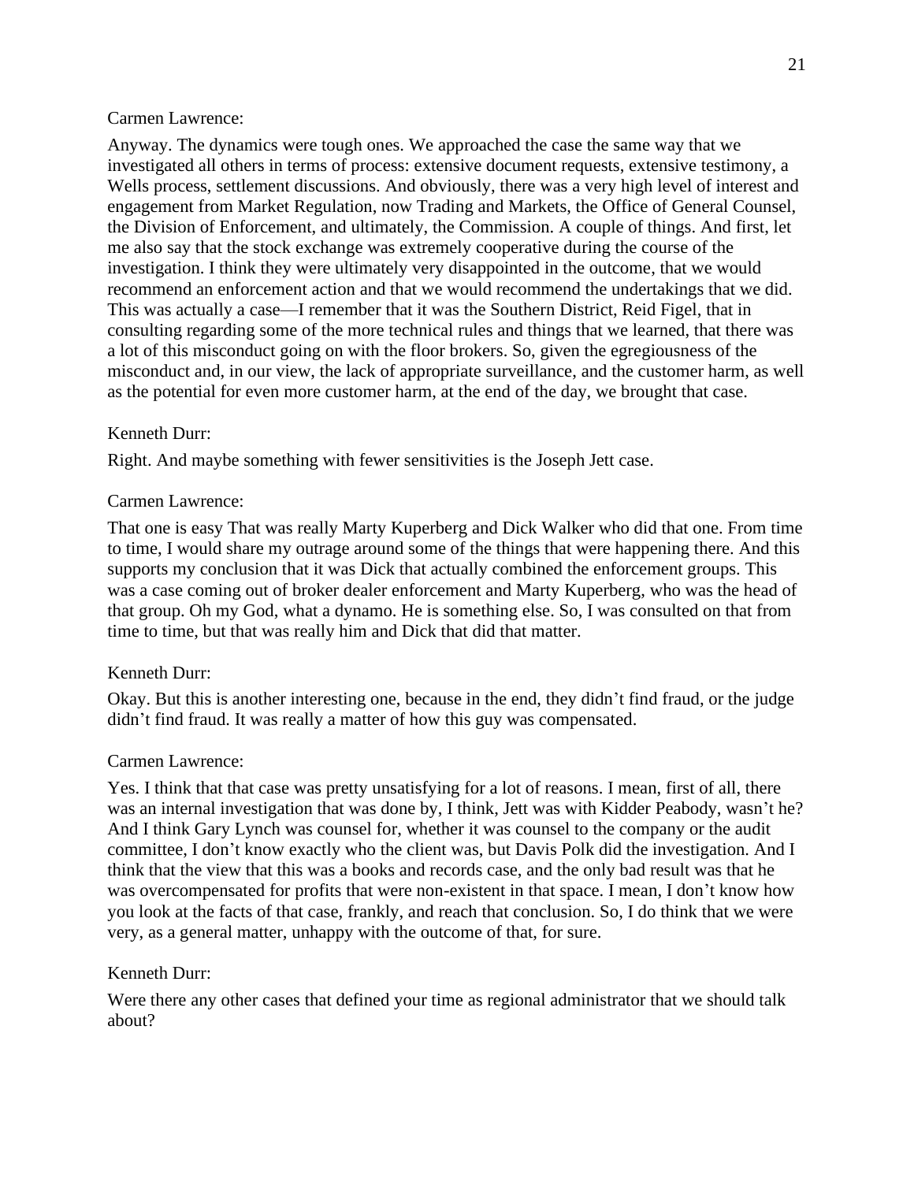Carmen Lawrence:

Anyway. The dynamics were tough ones. We approached the case the same way that we investigated all others in terms of process: extensive document requests, extensive testimony, a Wells process, settlement discussions. And obviously, there was a very high level of interest and engagement from Market Regulation, now Trading and Markets, the Office of General Counsel, the Division of Enforcement, and ultimately, the Commission. A couple of things. And first, let me also say that the stock exchange was extremely cooperative during the course of the investigation. I think they were ultimately very disappointed in the outcome, that we would recommend an enforcement action and that we would recommend the undertakings that we did. This was actually a case—I remember that it was the Southern District, Reid Figel, that in consulting regarding some of the more technical rules and things that we learned, that there was a lot of this misconduct going on with the floor brokers. So, given the egregiousness of the misconduct and, in our view, the lack of appropriate surveillance, and the customer harm, as well as the potential for even more customer harm, at the end of the day, we brought that case.

Kenneth Durr:

Right. And maybe something with fewer sensitivities is the Joseph Jett case.

Carmen Lawrence:

That one is easy That was really Marty Kuperberg and Dick Walker who did that one. From time to time, I would share my outrage around some of the things that were happening there. And this supports my conclusion that it was Dick that actually combined the enforcement groups. This was a case coming out of broker dealer enforcement and Marty Kuperberg, who was the head of that group. Oh my God, what a dynamo. He is something else. So, I was consulted on that from time to time, but that was really him and Dick that did that matter.

Kenneth Durr:

Okay. But this is another interesting one, because in the end, they didn't find fraud, or the judge didn't find fraud. It was really a matter of how this guy was compensated.

Carmen Lawrence:

Yes. I think that that case was pretty unsatisfying for a lot of reasons. I mean, first of all, there was an internal investigation that was done by, I think, Jett was with Kidder Peabody, wasn't he? And I think Gary Lynch was counsel for, whether it was counsel to the company or the audit committee, I don't know exactly who the client was, but Davis Polk did the investigation. And I think that the view that this was a books and records case, and the only bad result was that he was overcompensated for profits that were non-existent in that space. I mean, I don't know how you look at the facts of that case, frankly, and reach that conclusion. So, I do think that we were very, as a general matter, unhappy with the outcome of that, for sure.

Kenneth Durr:

Were there any other cases that defined your time as regional administrator that we should talk about?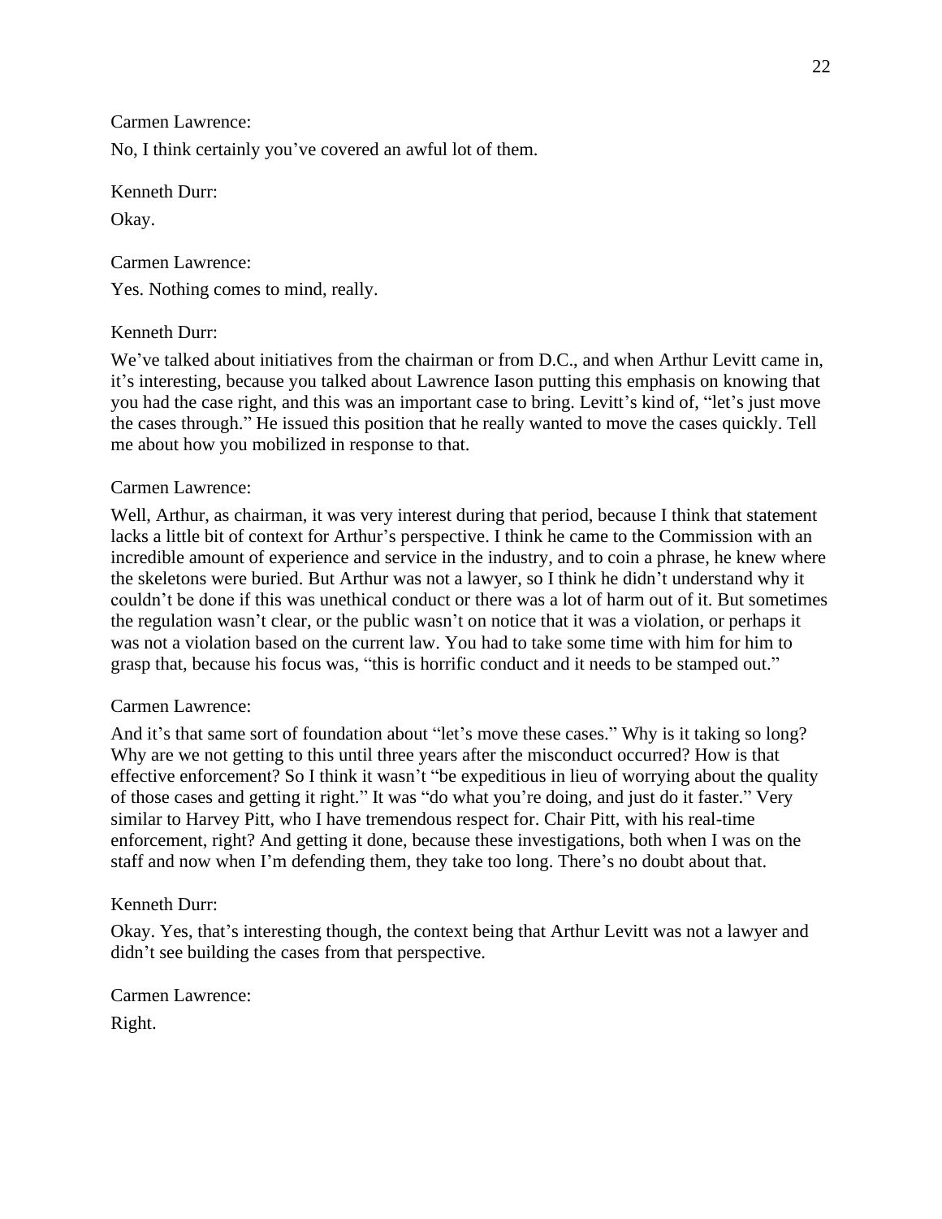Carmen Lawrence:

No, I think certainly you've covered an awful lot of them.

Kenneth Durr:

Okay.

Carmen Lawrence:

Yes. Nothing comes to mind, really.

Kenneth Durr:

We've talked about initiatives from the chairman or from D.C., and when Arthur Levitt came in, it's interesting, because you talked about Lawrence Iason putting this emphasis on knowing that you had the case right, and this was an important case to bring. Levitt's kind of, "let's just move the cases through." He issued this position that he really wanted to move the cases quickly. Tell me about how you mobilized in response to that.

Carmen Lawrence:

Well, Arthur, as chairman, it was very interest during that period, because I think that statement lacks a little bit of context for Arthur's perspective. I think he came to the Commission with an incredible amount of experience and service in the industry, and to coin a phrase, he knew where the skeletons were buried. But Arthur was not a lawyer, so I think he didn't understand why it couldn't be done if this was unethical conduct or there was a lot of harm out of it. But sometimes the regulation wasn't clear, or the public wasn't on notice that it was a violation, or perhaps it was not a violation based on the current law. You had to take some time with him for him to grasp that, because his focus was, "this is horrific conduct and it needs to be stamped out."

Carmen Lawrence:

And it's that same sort of foundation about "let's move these cases." Why is it taking so long? Why are we not getting to this until three years after the misconduct occurred? How is that effective enforcement? So I think it wasn't "be expeditious in lieu of worrying about the quality of those cases and getting it right." It was "do what you're doing, and just do it faster." Very similar to Harvey Pitt, who I have tremendous respect for. Chair Pitt, with his real-time enforcement, right? And getting it done, because these investigations, both when I was on the staff and now when I'm defending them, they take too long. There's no doubt about that.

Kenneth Durr:

Okay. Yes, that's interesting though, the context being that Arthur Levitt was not a lawyer and didn't see building the cases from that perspective.

Carmen Lawrence:

Right.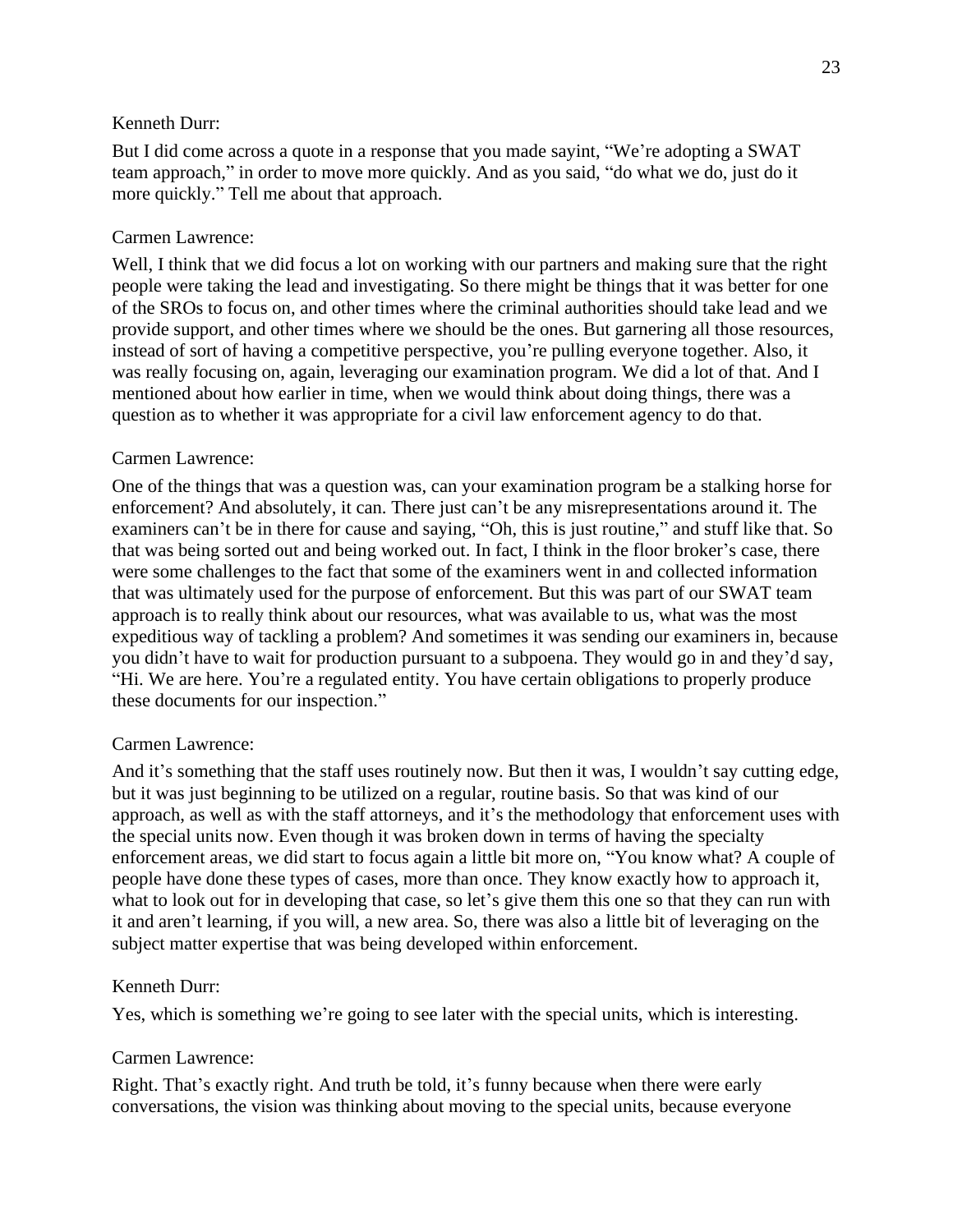Kenneth Durr:

But I did come across a quote in a response that you made sayint, “We’re adopting a SWAT team approach,” in order to move more quickly. And as you said, “do what we do, just do it more quickly.” Tell me about that approach.

Carmen Lawrence:

Well, I think that we did focus a lot on working with our partners and making sure that the right people were taking the lead and investigating. So there might be things that it was better for one of the SROs to focus on, and other times where the criminal authorities should take lead and we provide support, and other times where we should be the ones. But garnering all those resources, instead of sort of having a competitive perspective, you’re pulling everyone together. Also, it was really focusing on, again, leveraging our examination program. We did a lot of that. And I mentioned about how earlier in time, when we would think about doing things, there was a question as to whether it was appropriate for a civil law enforcement agency to do that.

Carmen Lawrence:

One of the things that was a question was, can your examination program be a stalking horse for enforcement? And absolutely, it can. There just can’t be any misrepresentations around it. The examiners can’t be in there for cause and saying, “Oh, this is just routine,” and stuff like that. So that was being sorted out and being worked out. In fact, I think in the floor broker’s case, there were some challenges to the fact that some of the examiners went in and collected information that was ultimately used for the purpose of enforcement. But this was part of our SWAT team approach is to really think about our resources, what was available to us, what was the most expeditious way of tackling a problem? And sometimes it was sending our examiners in, because you didn’t have to wait for production pursuant to a subpoena. They would go in and they’d say, “Hi. We are here. You’re a regulated entity. You have certain obligations to properly produce these documents for our inspection.”

Carmen Lawrence:

And it’s something that the staff uses routinely now. But then it was, I wouldn’t say cutting edge, but it was just beginning to be utilized on a regular, routine basis. So that was kind of our approach, as well as with the staff attorneys, and it’s the methodology that enforcement uses with the special units now. Even though it was broken down in terms of having the specialty enforcement areas, we did start to focus again a little bit more on, “You know what? A couple of people have done these types of cases, more than once. They know exactly how to approach it, what to look out for in developing that case, so let’s give them this one so that they can run with it and aren’t learning, if you will, a new area. So, there was also a little bit of leveraging on the subject matter expertise that was being developed within enforcement.

Kenneth Durr:

Yes, which is something we’re going to see later with the special units, which is interesting.

Carmen Lawrence:

Right. That’s exactly right. And truth be told, it’s funny because when there were early conversations, the vision was thinking about moving to the special units, because everyone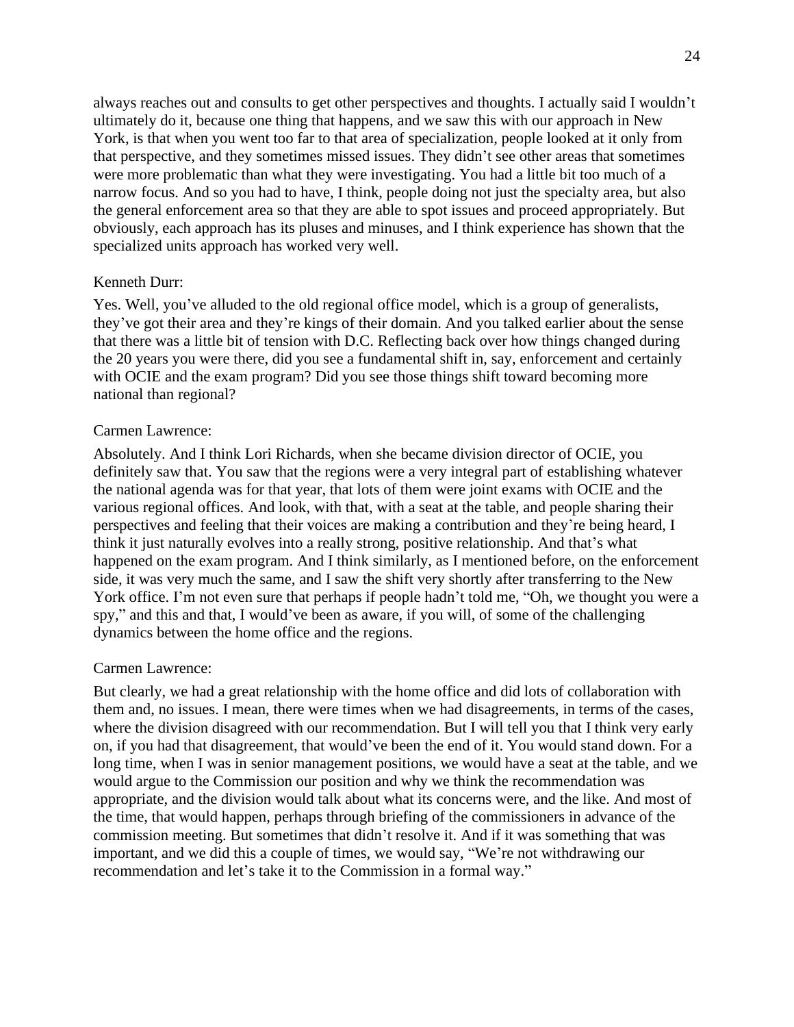always reaches out and consults to get other perspectives and thoughts. I actually said I wouldn't ultimately do it, because one thing that happens, and we saw this with our approach in New York, is that when you went too far to that area of specialization, people looked at it only from that perspective, and they sometimes missed issues. They didn't see other areas that sometimes were more problematic than what they were investigating. You had a little bit too much of a narrow focus. And so you had to have, I think, people doing not just the specialty area, but also the general enforcement area so that they are able to spot issues and proceed appropriately. But obviously, each approach has its pluses and minuses, and I think experience has shown that the specialized units approach has worked very well.

Kenneth Durr:

Yes. Well, you've alluded to the old regional office model, which is a group of generalists, they've got their area and they're kings of their domain. And you talked earlier about the sense that there was a little bit of tension with D.C. Reflecting back over how things changed during the 20 years you were there, did you see a fundamental shift in, say, enforcement and certainly with OCIE and the exam program? Did you see those things shift toward becoming more national than regional?

Carmen Lawrence:

Absolutely. And I think Lori Richards, when she became division director of OCIE, you definitely saw that. You saw that the regions were a very integral part of establishing whatever the national agenda was for that year, that lots of them were joint exams with OCIE and the various regional offices. And look, with that, with a seat at the table, and people sharing their perspectives and feeling that their voices are making a contribution and they're being heard, I think it just naturally evolves into a really strong, positive relationship. And that's what happened on the exam program. And I think similarly, as I mentioned before, on the enforcement side, it was very much the same, and I saw the shift very shortly after transferring to the New York office. I'm not even sure that perhaps if people hadn't told me, "Oh, we thought you were a spy," and this and that, I would've been as aware, if you will, of some of the challenging dynamics between the home office and the regions.

Carmen Lawrence:

But clearly, we had a great relationship with the home office and did lots of collaboration with them and, no issues. I mean, there were times when we had disagreements, in terms of the cases, where the division disagreed with our recommendation. But I will tell you that I think very early on, if you had that disagreement, that would've been the end of it. You would stand down. For a long time, when I was in senior management positions, we would have a seat at the table, and we would argue to the Commission our position and why we think the recommendation was appropriate, and the division would talk about what its concerns were, and the like. And most of the time, that would happen, perhaps through briefing of the commissioners in advance of the commission meeting. But sometimes that didn't resolve it. And if it was something that was important, and we did this a couple of times, we would say, "We're not withdrawing our recommendation and let's take it to the Commission in a formal way."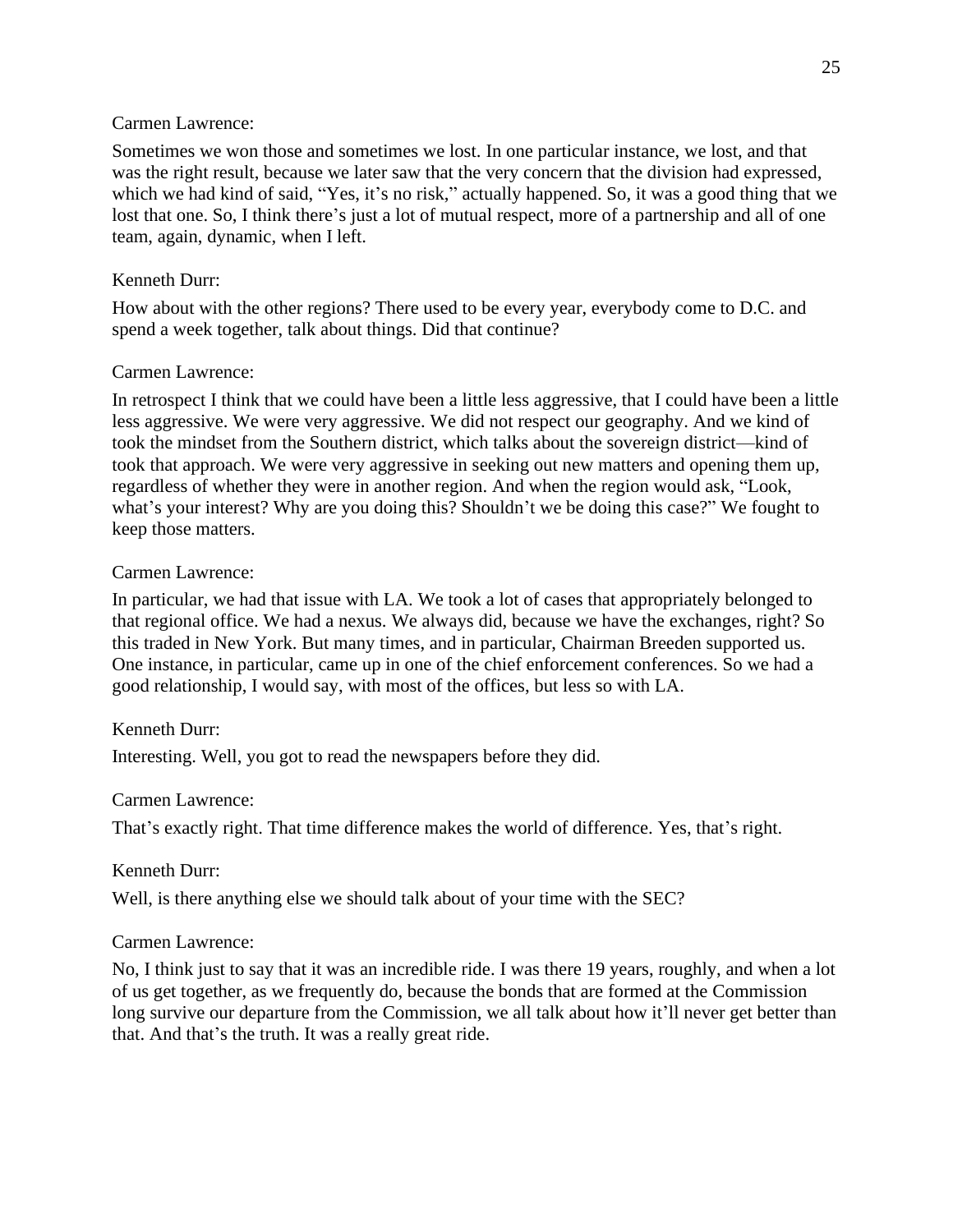Carmen Lawrence:

Sometimes we won those and sometimes we lost. In one particular instance, we lost, and that was the right result, because we later saw that the very concern that the division had expressed, which we had kind of said, "Yes, it's no risk," actually happened. So, it was a good thing that we lost that one. So, I think there's just a lot of mutual respect, more of a partnership and all of one team, again, dynamic, when I left.

Kenneth Durr:

How about with the other regions? There used to be every year, everybody come to D.C. and spend a week together, talk about things. Did that continue?

Carmen Lawrence:

In retrospect I think that we could have been a little less aggressive, that I could have been a little less aggressive. We were very aggressive. We did not respect our geography. And we kind of took the mindset from the Southern district, which talks about the sovereign district—kind of took that approach. We were very aggressive in seeking out new matters and opening them up, regardless of whether they were in another region. And when the region would ask, "Look, what's your interest? Why are you doing this? Shouldn't we be doing this case?" We fought to keep those matters.

Carmen Lawrence:

In particular, we had that issue with LA. We took a lot of cases that appropriately belonged to that regional office. We had a nexus. We always did, because we have the exchanges, right? So this traded in New York. But many times, and in particular, Chairman Breeden supported us. One instance, in particular, came up in one of the chief enforcement conferences. So we had a good relationship, I would say, with most of the offices, but less so with LA.

Kenneth Durr:

Interesting. Well, you got to read the newspapers before they did.

Carmen Lawrence:

That's exactly right. That time difference makes the world of difference. Yes, that's right.

Kenneth Durr:

Well, is there anything else we should talk about of your time with the SEC?

Carmen Lawrence:

No, I think just to say that it was an incredible ride. I was there 19 years, roughly, and when a lot of us get together, as we frequently do, because the bonds that are formed at the Commission long survive our departure from the Commission, we all talk about how it'll never get better than that. And that's the truth. It was a really great ride.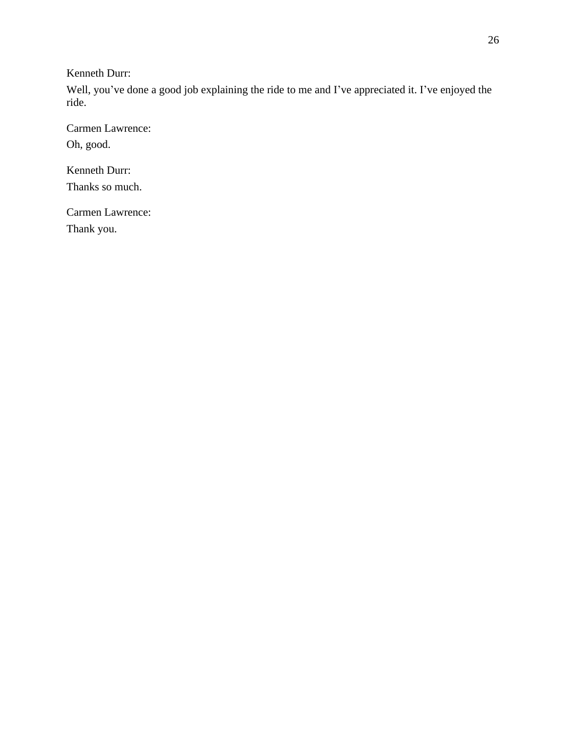Kenneth Durr:

Well, you’ve done a good job explaining the ride to me and I’ve appreciated it. I’ve enjoyed the ride.

Carmen Lawrence:

Oh, good.

Kenneth Durr:

Thanks so much.

Carmen Lawrence:

Thank you.